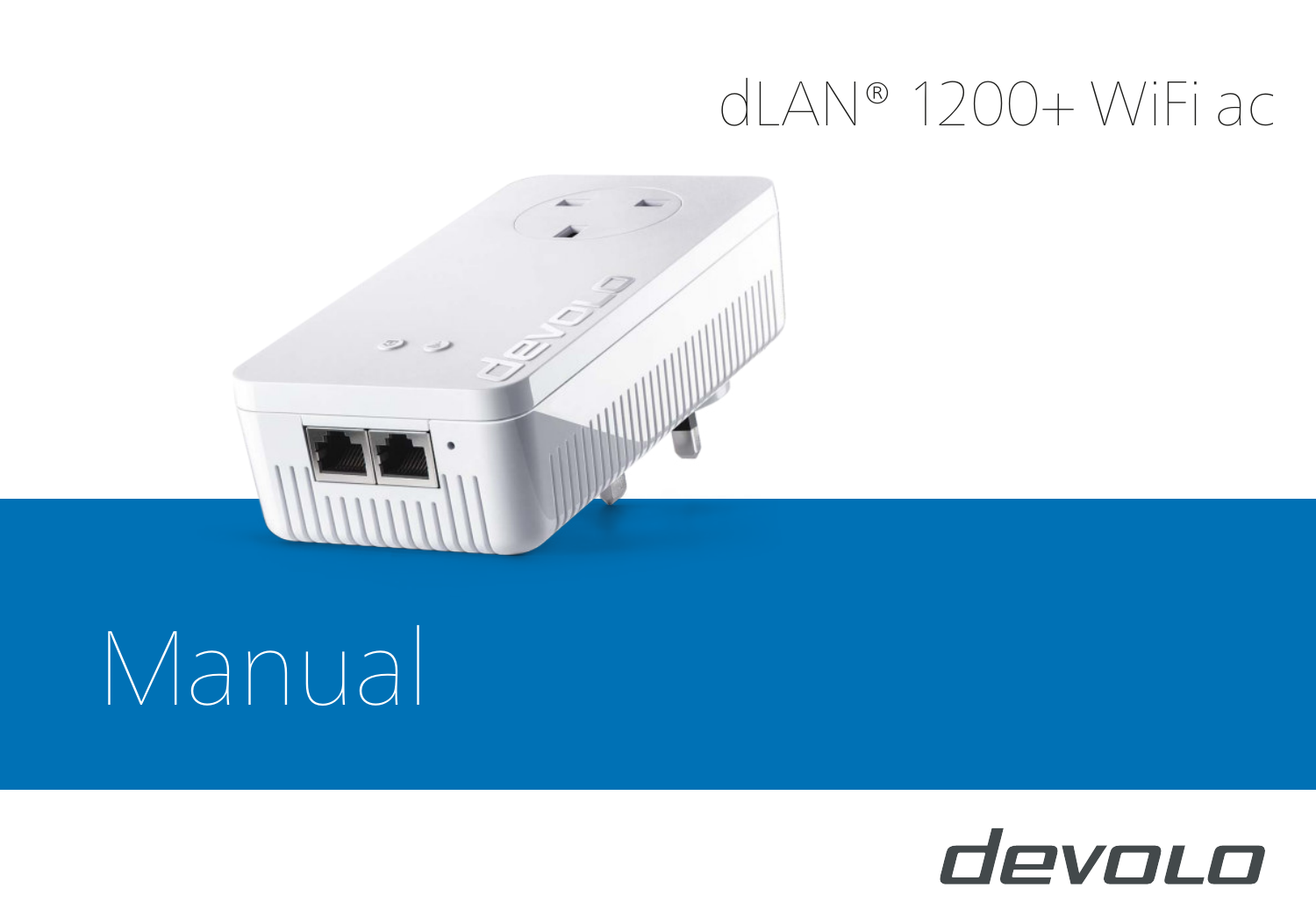# dLAN® 1200+ WiFi ac

# Manual

devolo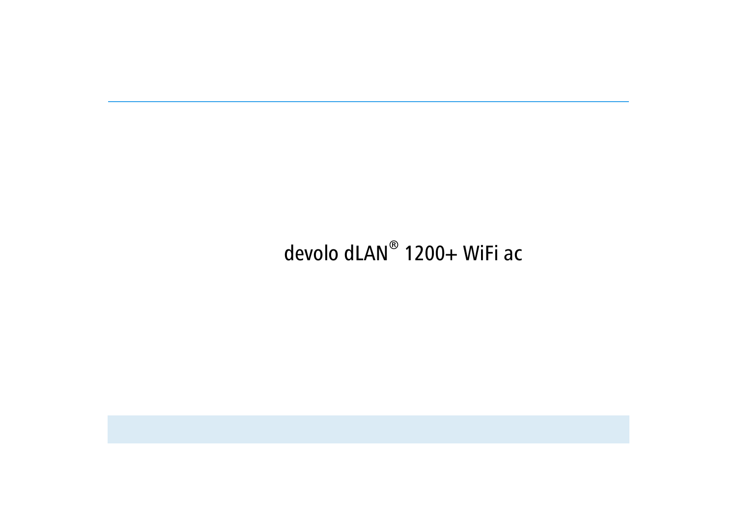devolo dLAN® 1200+ WiFi ac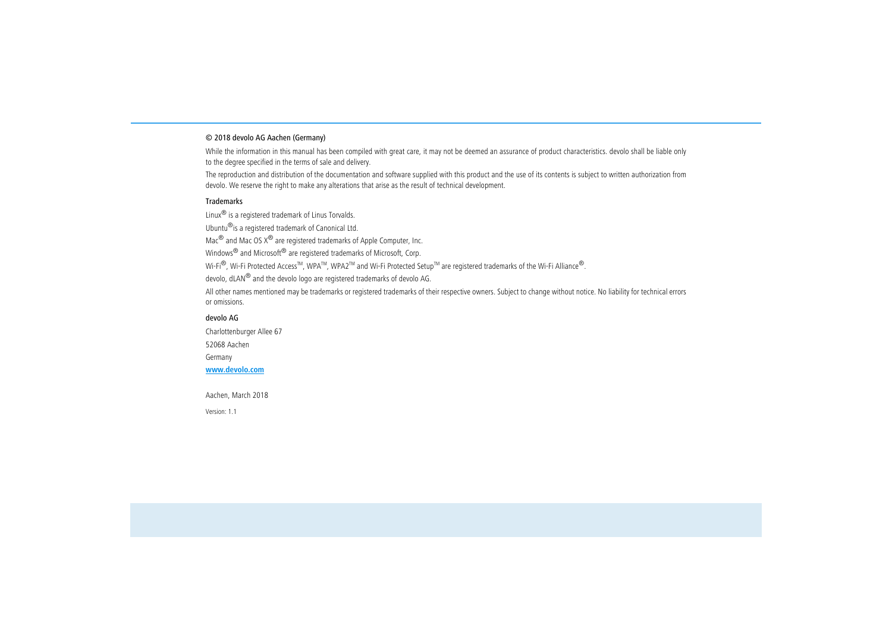© 2018 devolo AG Aachen (Germany)

While the information in this manual has been compiled with great care, it may not be deemed an assurance of product characteristics. devolo shall be liable only to the degree specified in the terms of sale and delivery.

The reproduction and distribution of the documentation and software supplied with this product and the use of its contents is subject to written authorization from devolo. We reserve the right to make any alterations that arise as the result of technical development.

### Trademarks

Linux® is a registered trademark of Linus Torvalds.

Ubuntu®is a registered trademark of Canonical Ltd.

Mac® and Mac OS X® are registered trademarks of Apple Computer, Inc.

Windows® and Microsoft® are registered trademarks of Microsoft, Corp.

Wi-Fi®, Wi-Fi Protected Access™, WPA™, WPA2™ and Wi-Fi Protected Setup™ are registered trademarks of the Wi-Fi Alliance®.

devolo, dLAN® and the devolo logo are registered trademarks of devolo AG.

All other names mentioned may be trademarks or registered trademarks of their respective owners. Subject to change without notice. No liability for technical errors or omissions.

### devolo AG

Charlottenburger Allee 67

52068 Aachen

Germany

**www.devolo.com**

Aachen, March 2018

Version: 1.1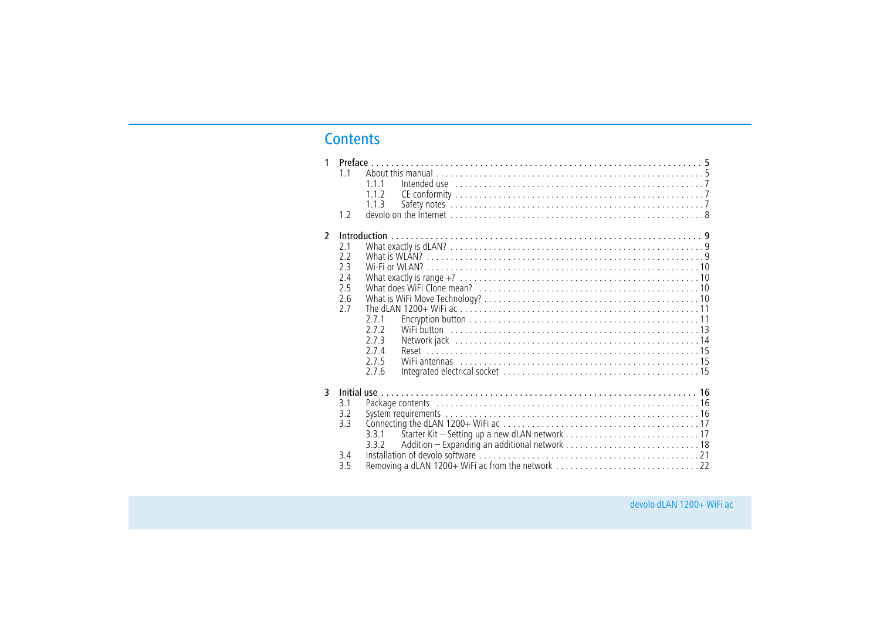# Contents

1 Preface . . . . . . . . . . . . . . . . . . . . . . . . . . . . . . . . . . . . . . . . . . . . . . . . . . . . . . . . . . . . . . . . . . . . . 5
  1.1 About this manual . . . . . . . . . . . . . . . . . . . . . . . . . . . . . . . . . . . . . . . . . . . . . . . . . . . . . . . . . 5
    1.1.1 Intended use . . . . . . . . . . . . . . . . . . . . . . . . . . . . . . . . . . . . . . . . . . . . . . . . . . . . 7
    1.1.2 CE conformity . . . . . . . . . . . . . . . . . . . . . . . . . . . . . . . . . . . . . . . . . . . . . . . . . . . . 7
    1.1.3 Safety notes . . . . . . . . . . . . . . . . . . . . . . . . . . . . . . . . . . . . . . . . . . . . . . . . . . . . . 7
  1.2 devolo on the Internet . . . . . . . . . . . . . . . . . . . . . . . . . . . . . . . . . . . . . . . . . . . . . . . . . . . . . 8

2 Introduction . . . . . . . . . . . . . . . . . . . . . . . . . . . . . . . . . . . . . . . . . . . . . . . . . . . . . . . . . . . . . . . . . 9
  2.1 What exactly is dLAN? . . . . . . . . . . . . . . . . . . . . . . . . . . . . . . . . . . . . . . . . . . . . . . . . . . . . . 9
  2.2 What is WLAN? . . . . . . . . . . . . . . . . . . . . . . . . . . . . . . . . . . . . . . . . . . . . . . . . . . . . . . . . . 9
  2.3 Wi-Fi or WLAN? . . . . . . . . . . . . . . . . . . . . . . . . . . . . . . . . . . . . . . . . . . . . . . . . . . . . . . . . 10
  2.4 What exactly is range +? . . . . . . . . . . . . . . . . . . . . . . . . . . . . . . . . . . . . . . . . . . . . . . . . . . 10
  2.5 What does WiFi Clone mean? . . . . . . . . . . . . . . . . . . . . . . . . . . . . . . . . . . . . . . . . . . . . . . 10
  2.6 What is WiFi Move Technology? . . . . . . . . . . . . . . . . . . . . . . . . . . . . . . . . . . . . . . . . . . . . 10
  2.7 The dLAN 1200+ WiFi ac . . . . . . . . . . . . . . . . . . . . . . . . . . . . . . . . . . . . . . . . . . . . . . . . . 11
    2.7.1 Encryption button . . . . . . . . . . . . . . . . . . . . . . . . . . . . . . . . . . . . . . . . . . . . . . . . . 11
    2.7.2 WiFi button . . . . . . . . . . . . . . . . . . . . . . . . . . . . . . . . . . . . . . . . . . . . . . . . . . . . . 13
    2.7.3 Network jack . . . . . . . . . . . . . . . . . . . . . . . . . . . . . . . . . . . . . . . . . . . . . . . . . . . . 14
    2.7.4 Reset . . . . . . . . . . . . . . . . . . . . . . . . . . . . . . . . . . . . . . . . . . . . . . . . . . . . . . . . . 15
    2.7.5 WiFi antennas . . . . . . . . . . . . . . . . . . . . . . . . . . . . . . . . . . . . . . . . . . . . . . . . . . . 15
    2.7.6 Integrated electrical socket . . . . . . . . . . . . . . . . . . . . . . . . . . . . . . . . . . . . . . . . . . 15

3 Initial use . . . . . . . . . . . . . . . . . . . . . . . . . . . . . . . . . . . . . . . . . . . . . . . . . . . . . . . . . . . . . . . . . 16
  3.1 Package contents . . . . . . . . . . . . . . . . . . . . . . . . . . . . . . . . . . . . . . . . . . . . . . . . . . . . . . . 16
  3.2 System requirements . . . . . . . . . . . . . . . . . . . . . . . . . . . . . . . . . . . . . . . . . . . . . . . . . . . . 16
  3.3 Connecting the dLAN 1200+ WiFi ac . . . . . . . . . . . . . . . . . . . . . . . . . . . . . . . . . . . . . . . . . 17
    3.3.1 Starter Kit – Setting up a new dLAN network . . . . . . . . . . . . . . . . . . . . . . . . . . . . 17
    3.3.2 Addition – Expanding an additional network . . . . . . . . . . . . . . . . . . . . . . . . . . . . 18
  3.4 Installation of devolo software . . . . . . . . . . . . . . . . . . . . . . . . . . . . . . . . . . . . . . . . . . . . . 21
  3.5 Removing a dLAN 1200+ WiFi ac from the network . . . . . . . . . . . . . . . . . . . . . . . . . . . . . 22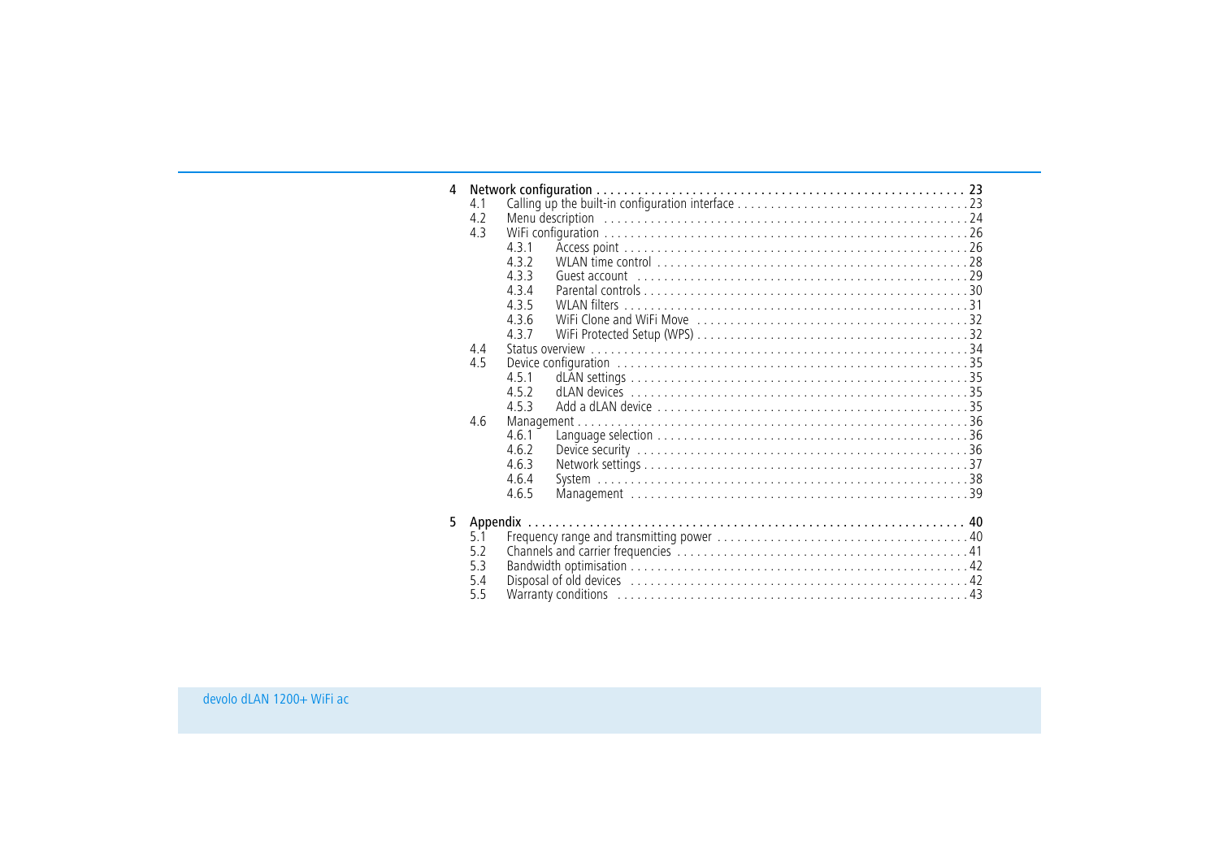- **4 Network configuration . . . 23**
  - 4.1 Calling up the built-in configuration interface . . . 23
  - 4.2 Menu description . . . 24
  - 4.3 WiFi configuration . . . 26
    - 4.3.1 Access point . . . 26
    - 4.3.2 WLAN time control . . . 28
    - 4.3.3 Guest account . . . 29
    - 4.3.4 Parental controls . . . 30
    - 4.3.5 WLAN filters . . . 31
    - 4.3.6 WiFi Clone and WiFi Move . . . 32
    - 4.3.7 WiFi Protected Setup (WPS) . . . 32
  - 4.4 Status overview . . . 34
  - 4.5 Device configuration . . . 35
    - 4.5.1 dLAN settings . . . 35
    - 4.5.2 dLAN devices . . . 35
    - 4.5.3 Add a dLAN device . . . 35
  - 4.6 Management . . . 36
    - 4.6.1 Language selection . . . 36
    - 4.6.2 Device security . . . 36
    - 4.6.3 Network settings . . . 37
    - 4.6.4 System . . . 38
    - 4.6.5 Management . . . 39

- **5 Appendix . . . 40**
  - 5.1 Frequency range and transmitting power . . . 40
  - 5.2 Channels and carrier frequencies . . . 41
  - 5.3 Bandwidth optimisation . . . 42
  - 5.4 Disposal of old devices . . . 42
  - 5.5 Warranty conditions . . . 43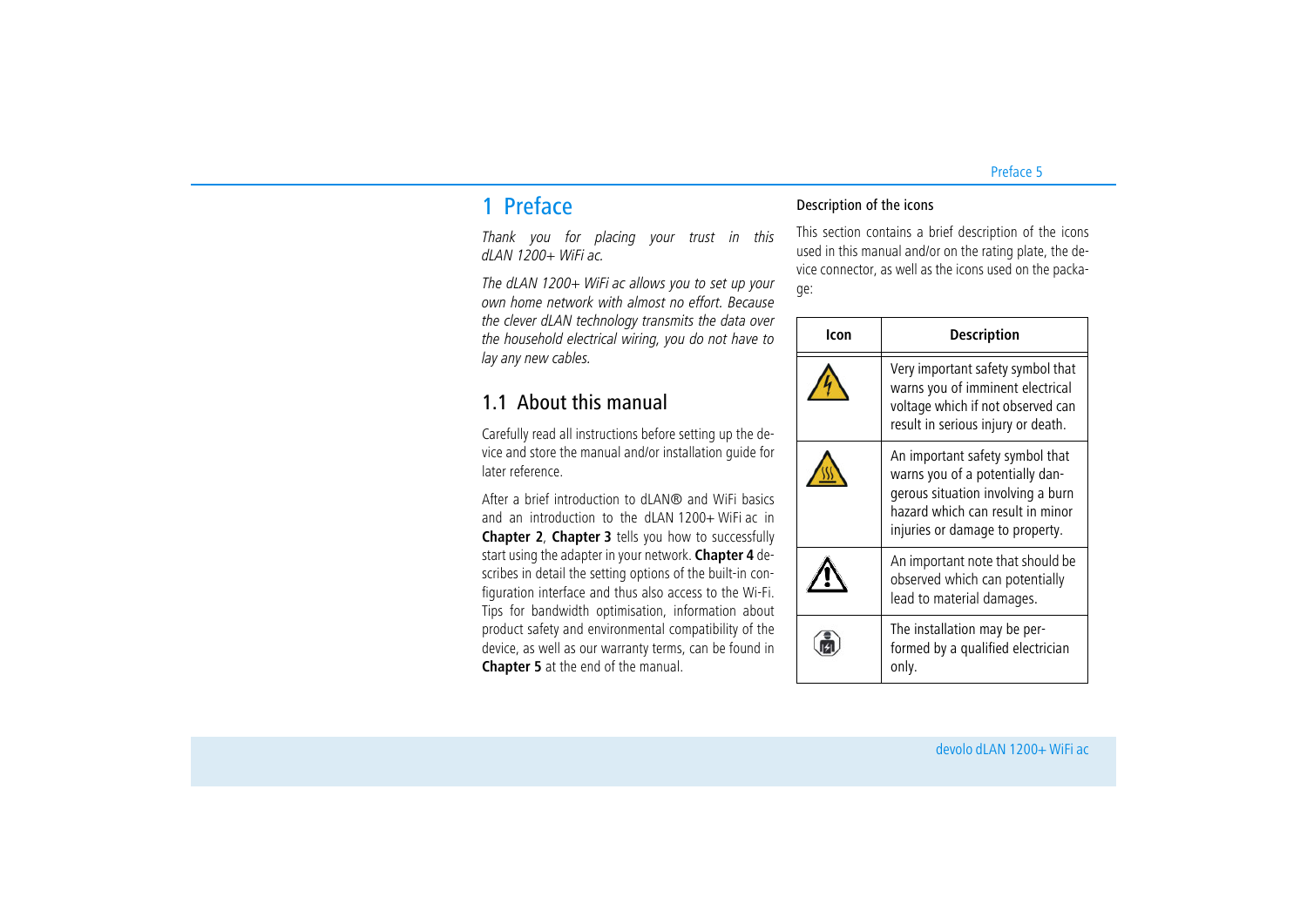# 1 Preface

*Thank you for placing your trust in this dLAN 1200+ WiFi ac.*

*The dLAN 1200+ WiFi ac allows you to set up your own home network with almost no effort. Because the clever dLAN technology transmits the data over the household electrical wiring, you do not have to lay any new cables.*

## 1.1 About this manual

Carefully read all instructions before setting up the device and store the manual and/or installation guide for later reference.

After a brief introduction to dLAN® and WiFi basics and an introduction to the dLAN 1200+ WiFi ac in **Chapter 2**, **Chapter 3** tells you how to successfully start using the adapter in your network. **Chapter 4** describes in detail the setting options of the built-in configuration interface and thus also access to the Wi-Fi. Tips for bandwidth optimisation, information about product safety and environmental compatibility of the device, as well as our warranty terms, can be found in **Chapter 5** at the end of the manual.

Description of the icons

This section contains a brief description of the icons used in this manual and/or on the rating plate, the device connector, as well as the icons used on the package:

| Icon | Description |
|---|---|
| | Very important safety symbol that warns you of imminent electrical voltage which if not observed can result in serious injury or death. |
| | An important safety symbol that warns you of a potentially dangerous situation involving a burn hazard which can result in minor injuries or damage to property. |
| | An important note that should be observed which can potentially lead to material damages. |
| | The installation may be performed by a qualified electrician only. |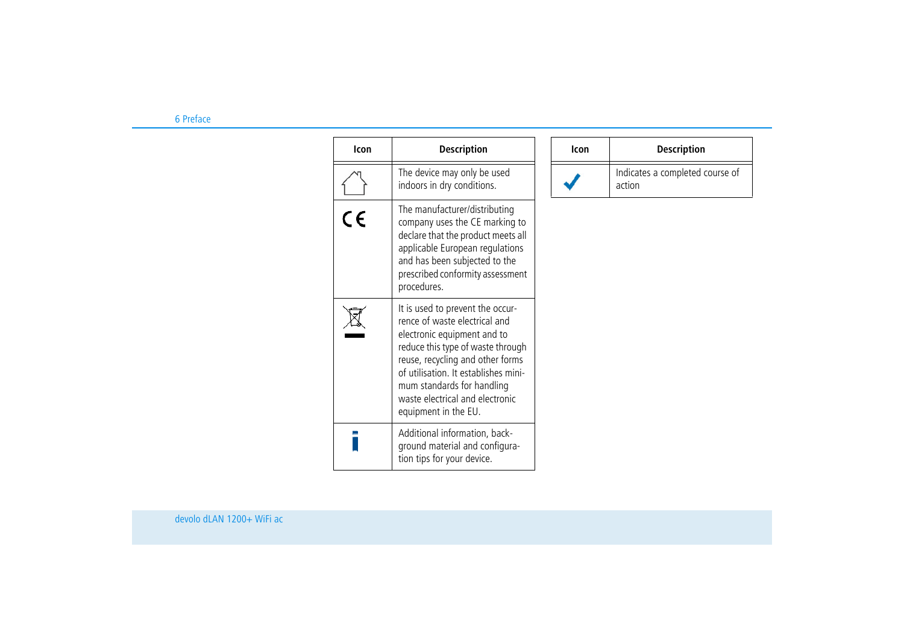| Icon | Description |
|---|---|
| | The device may only be used indoors in dry conditions. |
| CE | The manufacturer/distributing company uses the CE marking to declare that the product meets all applicable European regulations and has been subjected to the prescribed conformity assessment procedures. |
| | It is used to prevent the occurrence of waste electrical and electronic equipment and to reduce this type of waste through reuse, recycling and other forms of utilisation. It establishes minimum standards for handling waste electrical and electronic equipment in the EU. |
| | Additional information, background material and configuration tips for your device. |

| Icon | Description |
|---|---|
| | Indicates a completed course of action |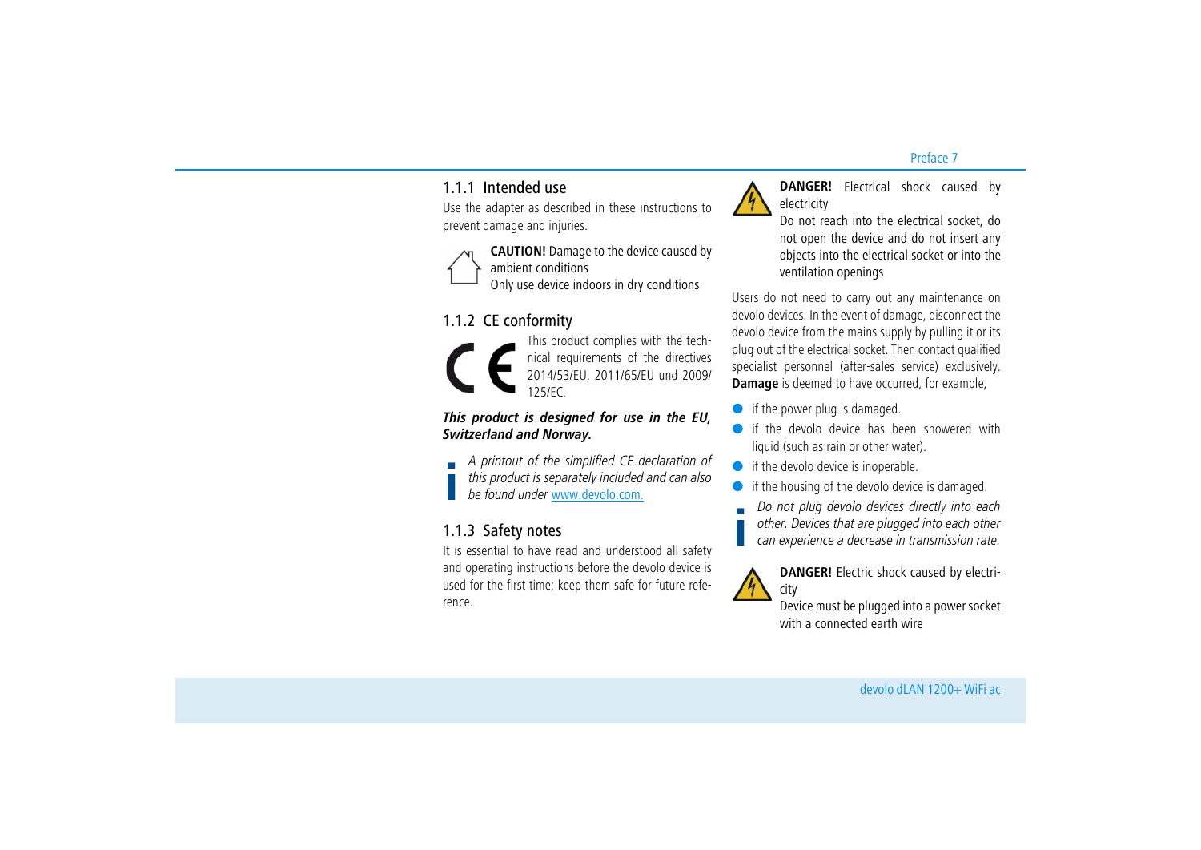### 1.1.1 Intended use

Use the adapter as described in these instructions to prevent damage and injuries.

**CAUTION!** Damage to the device caused by ambient conditions
Only use device indoors in dry conditions

### 1.1.2 CE conformity

This product complies with the technical requirements of the directives 2014/53/EU, 2011/65/EU und 2009/125/EC.

***This product is designed for use in the EU, Switzerland and Norway.***

*A printout of the simplified CE declaration of this product is separately included and can also be found under* [www.devolo.com.](http://www.devolo.com)

### 1.1.3 Safety notes

It is essential to have read and understood all safety and operating instructions before the devolo device is used for the first time; keep them safe for future reference.

**DANGER!** Electrical shock caused by electricity
Do not reach into the electrical socket, do not open the device and do not insert any objects into the electrical socket or into the ventilation openings

Users do not need to carry out any maintenance on devolo devices. In the event of damage, disconnect the devolo device from the mains supply by pulling it or its plug out of the electrical socket. Then contact qualified specialist personnel (after-sales service) exclusively. **Damage** is deemed to have occurred, for example,

- if the power plug is damaged.
- if the devolo device has been showered with liquid (such as rain or other water).
- if the devolo device is inoperable.
- if the housing of the devolo device is damaged.

*Do not plug devolo devices directly into each other. Devices that are plugged into each other can experience a decrease in transmission rate.*

**DANGER!** Electric shock caused by electricity
Device must be plugged into a power socket with a connected earth wire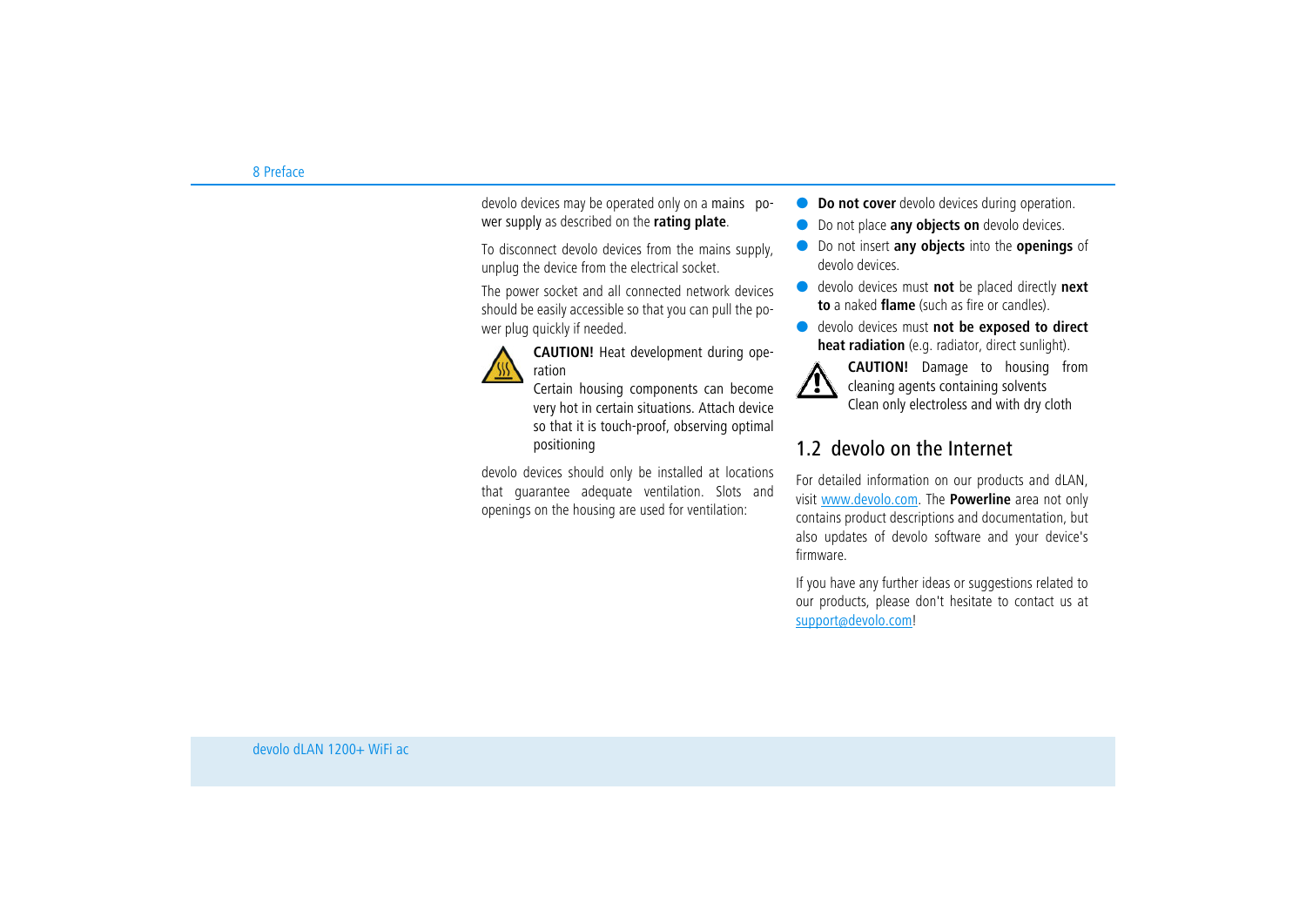devolo devices may be operated only on a mains power supply as described on the **rating plate**.

To disconnect devolo devices from the mains supply, unplug the device from the electrical socket.

The power socket and all connected network devices should be easily accessible so that you can pull the power plug quickly if needed.

**CAUTION!** Heat development during operation
Certain housing components can become very hot in certain situations. Attach device so that it is touch-proof, observing optimal positioning

devolo devices should only be installed at locations that guarantee adequate ventilation. Slots and openings on the housing are used for ventilation:

- **Do not cover** devolo devices during operation.
- Do not place **any objects on** devolo devices.
- Do not insert **any objects** into the **openings** of devolo devices.
- devolo devices must **not** be placed directly **next to** a naked **flame** (such as fire or candles).
- devolo devices must **not be exposed to direct heat radiation** (e.g. radiator, direct sunlight).

**CAUTION!** Damage to housing from cleaning agents containing solvents
Clean only electroless and with dry cloth

## 1.2 devolo on the Internet

For detailed information on our products and dLAN, visit www.devolo.com. The **Powerline** area not only contains product descriptions and documentation, but also updates of devolo software and your device's firmware.

If you have any further ideas or suggestions related to our products, please don't hesitate to contact us at support@devolo.com!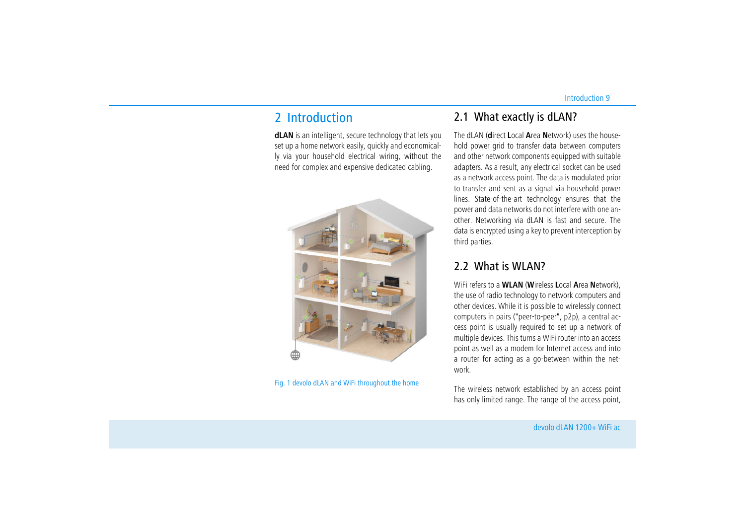# 2 Introduction

**dLAN** is an intelligent, secure technology that lets you set up a home network easily, quickly and economically via your household electrical wiring, without the need for complex and expensive dedicated cabling.

Fig. 1 devolo dLAN and WiFi throughout the home

## 2.1 What exactly is dLAN?

The dLAN (**d**irect **L**ocal **A**rea **N**etwork) uses the household power grid to transfer data between computers and other network components equipped with suitable adapters. As a result, any electrical socket can be used as a network access point. The data is modulated prior to transfer and sent as a signal via household power lines. State-of-the-art technology ensures that the power and data networks do not interfere with one another. Networking via dLAN is fast and secure. The data is encrypted using a key to prevent interception by third parties.

## 2.2 What is WLAN?

WiFi refers to a **WLAN** (**W**ireless **L**ocal **A**rea **N**etwork), the use of radio technology to network computers and other devices. While it is possible to wirelessly connect computers in pairs ("peer-to-peer", p2p), a central access point is usually required to set up a network of multiple devices. This turns a WiFi router into an access point as well as a modem for Internet access and into a router for acting as a go-between within the network.

The wireless network established by an access point has only limited range. The range of the access point,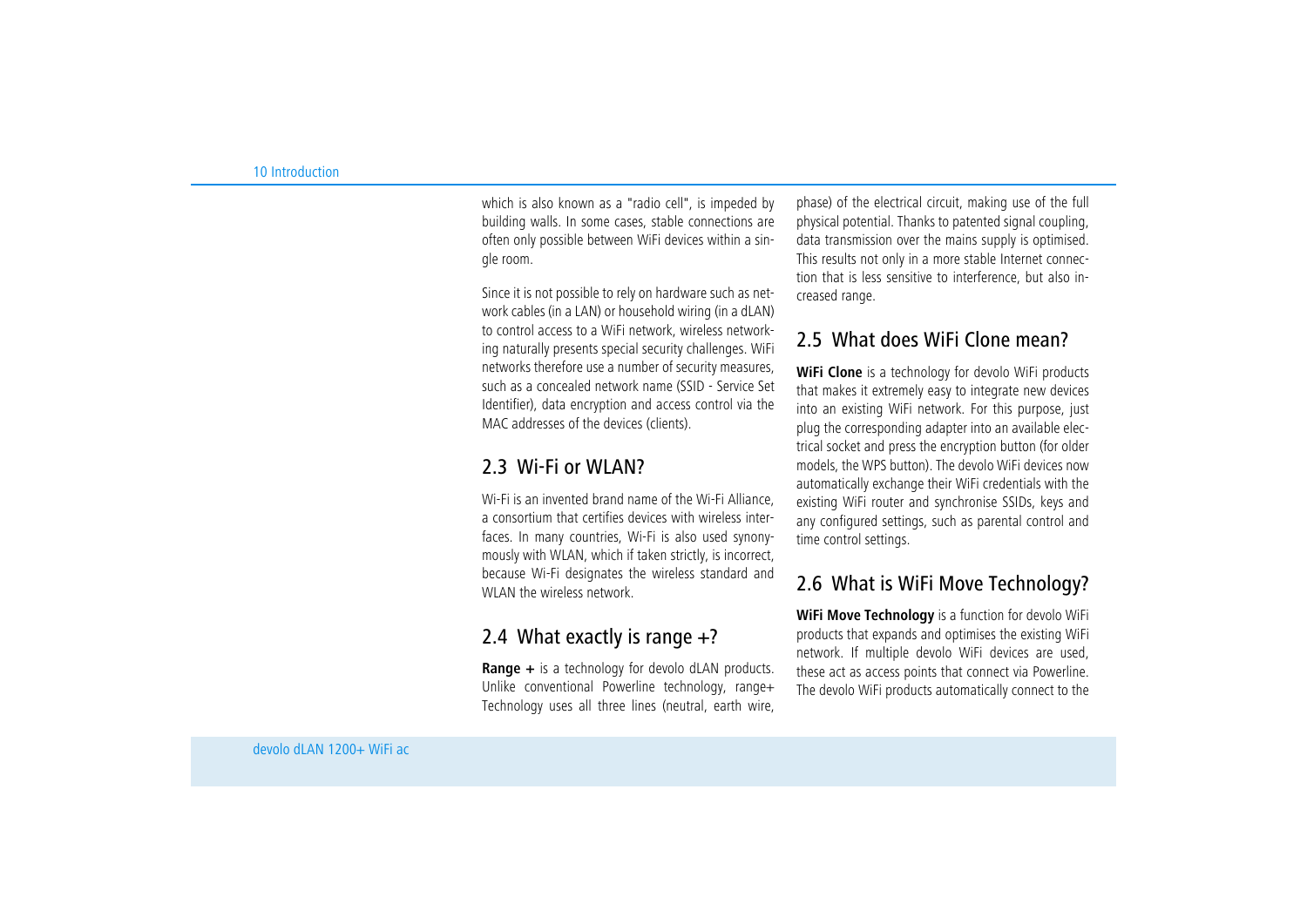which is also known as a "radio cell", is impeded by building walls. In some cases, stable connections are often only possible between WiFi devices within a single room.

Since it is not possible to rely on hardware such as network cables (in a LAN) or household wiring (in a dLAN) to control access to a WiFi network, wireless networking naturally presents special security challenges. WiFi networks therefore use a number of security measures, such as a concealed network name (SSID - Service Set Identifier), data encryption and access control via the MAC addresses of the devices (clients).

## 2.3 Wi-Fi or WLAN?

Wi-Fi is an invented brand name of the Wi-Fi Alliance, a consortium that certifies devices with wireless interfaces. In many countries, Wi-Fi is also used synonymously with WLAN, which if taken strictly, is incorrect, because Wi-Fi designates the wireless standard and WLAN the wireless network.

## 2.4 What exactly is range +?

**Range +** is a technology for devolo dLAN products. Unlike conventional Powerline technology, range+ Technology uses all three lines (neutral, earth wire, phase) of the electrical circuit, making use of the full physical potential. Thanks to patented signal coupling, data transmission over the mains supply is optimised. This results not only in a more stable Internet connection that is less sensitive to interference, but also increased range.

## 2.5 What does WiFi Clone mean?

**WiFi Clone** is a technology for devolo WiFi products that makes it extremely easy to integrate new devices into an existing WiFi network. For this purpose, just plug the corresponding adapter into an available electrical socket and press the encryption button (for older models, the WPS button). The devolo WiFi devices now automatically exchange their WiFi credentials with the existing WiFi router and synchronise SSIDs, keys and any configured settings, such as parental control and time control settings.

## 2.6 What is WiFi Move Technology?

**WiFi Move Technology** is a function for devolo WiFi products that expands and optimises the existing WiFi network. If multiple devolo WiFi devices are used, these act as access points that connect via Powerline. The devolo WiFi products automatically connect to the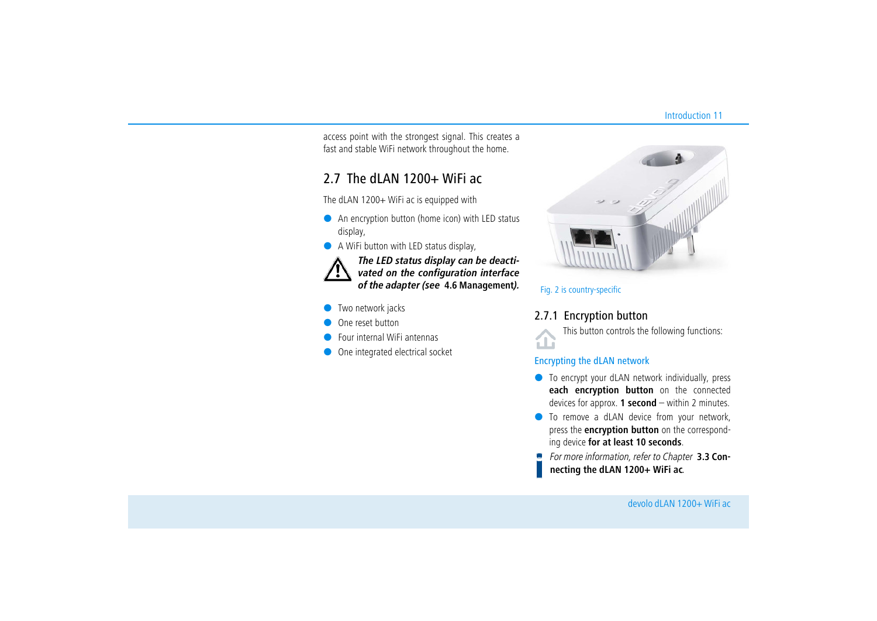access point with the strongest signal. This creates a fast and stable WiFi network throughout the home.

## 2.7 The dLAN 1200+ WiFi ac

The dLAN 1200+ WiFi ac is equipped with

- An encryption button (home icon) with LED status display,
- A WiFi button with LED status display,

***The LED status display can be deactivated on the configuration interface of the adapter (see*** **4.6 Management*).***

- Two network jacks
- One reset button
- Four internal WiFi antennas
- One integrated electrical socket

Fig. 2 is country-specific

### 2.7.1 Encryption button

This button controls the following functions:

#### Encrypting the dLAN network

- To encrypt your dLAN network individually, press **each encryption button** on the connected devices for approx. **1 second** – within 2 minutes.
- To remove a dLAN device from your network, press the **encryption button** on the corresponding device **for at least 10 seconds**.

*For more information, refer to Chapter* **3.3 Connecting the dLAN 1200+ WiFi ac**.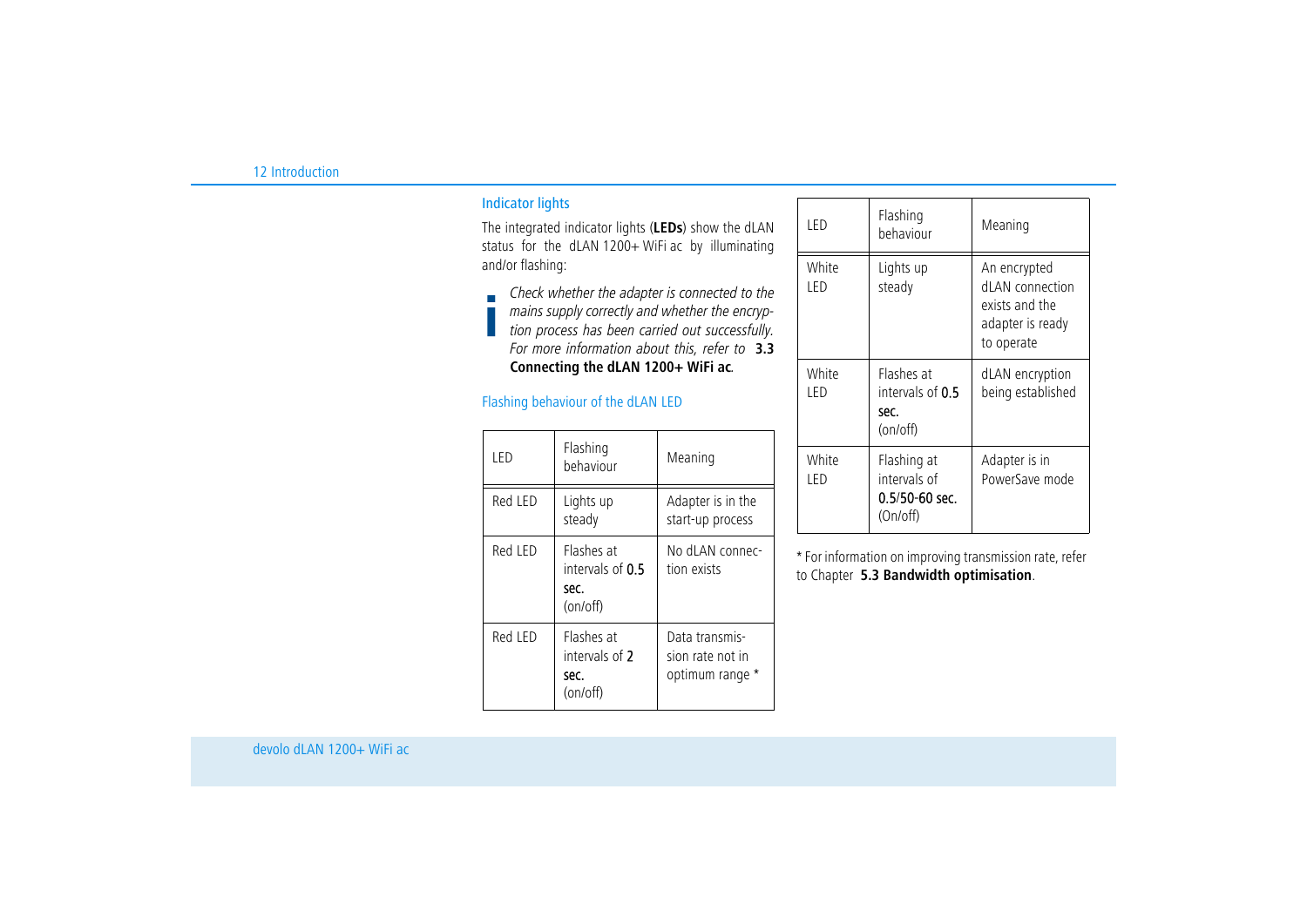### Indicator lights

The integrated indicator lights (**LEDs**) show the dLAN status for the dLAN 1200+ WiFi ac by illuminating and/or flashing:

*Check whether the adapter is connected to the mains supply correctly and whether the encryption process has been carried out successfully. For more information about this, refer to* **3.3 Connecting the dLAN 1200+ WiFi ac**.

#### Flashing behaviour of the dLAN LED

| LED | Flashing behaviour | Meaning |
|---|---|---|
| Red LED | Lights up steady | Adapter is in the start-up process |
| Red LED | Flashes at intervals of 0.5 sec. (on/off) | No dLAN connection exists |
| Red LED | Flashes at intervals of 2 sec. (on/off) | Data transmission rate not in optimum range * |
| White LED | Lights up steady | An encrypted dLAN connection exists and the adapter is ready to operate |
| White LED | Flashes at intervals of 0.5 sec. (on/off) | dLAN encryption being established |
| White LED | Flashing at intervals of 0.5/50-60 sec. (On/off) | Adapter is in PowerSave mode |

* For information on improving transmission rate, refer to Chapter **5.3 Bandwidth optimisation**.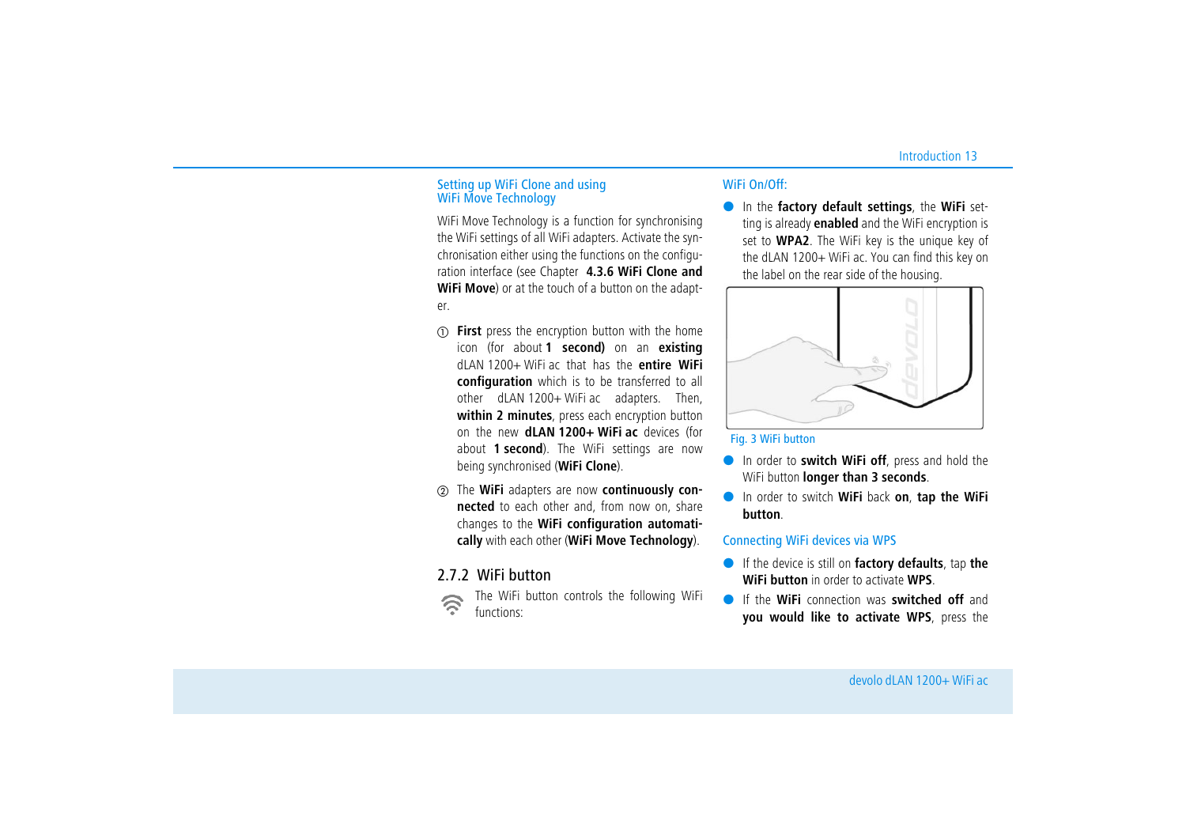### Setting up WiFi Clone and using WiFi Move Technology

WiFi Move Technology is a function for synchronising the WiFi settings of all WiFi adapters. Activate the synchronisation either using the functions on the configuration interface (see Chapter **4.3.6 WiFi Clone and WiFi Move**) or at the touch of a button on the adapter.

① **First** press the encryption button with the home icon (for about **1 second)** on an **existing** dLAN 1200+ WiFi ac that has the **entire WiFi configuration** which is to be transferred to all other dLAN 1200+ WiFi ac adapters. Then, **within 2 minutes**, press each encryption button on the new **dLAN 1200+ WiFi ac** devices (for about **1 second**). The WiFi settings are now being synchronised (**WiFi Clone**).

② The **WiFi** adapters are now **continuously connected** to each other and, from now on, share changes to the **WiFi configuration automatically** with each other (**WiFi Move Technology**).

## 2.7.2 WiFi button

The WiFi button controls the following WiFi functions:

### WiFi On/Off:

- In the **factory default settings**, the **WiFi** setting is already **enabled** and the WiFi encryption is set to **WPA2**. The WiFi key is the unique key of the dLAN 1200+ WiFi ac. You can find this key on the label on the rear side of the housing.

Fig. 3 WiFi button

- In order to **switch WiFi off**, press and hold the WiFi button **longer than 3 seconds**.
- In order to switch **WiFi** back **on**, **tap the WiFi button**.

### Connecting WiFi devices via WPS

- If the device is still on **factory defaults**, tap **the WiFi button** in order to activate **WPS**.
- If the **WiFi** connection was **switched off** and **you would like to activate WPS**, press the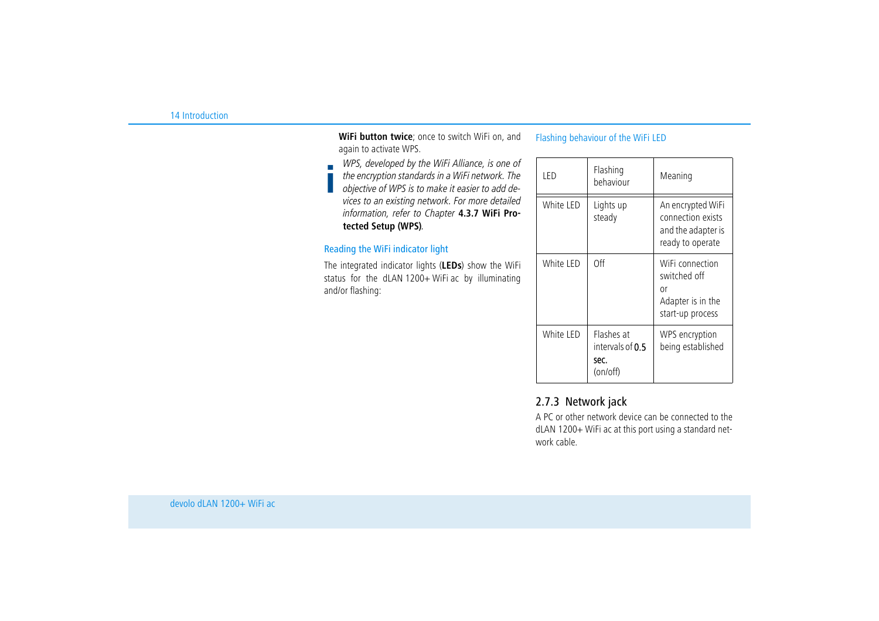**WiFi button twice**; once to switch WiFi on, and again to activate WPS.

*WPS, developed by the WiFi Alliance, is one of the encryption standards in a WiFi network. The objective of WPS is to make it easier to add devices to an existing network. For more detailed information, refer to Chapter* **4.3.7 WiFi Protected Setup (WPS)**.

### Reading the WiFi indicator light

The integrated indicator lights (**LEDs**) show the WiFi status for the dLAN 1200+ WiFi ac by illuminating and/or flashing:

### Flashing behaviour of the WiFi LED

| LED | Flashing behaviour | Meaning |
|---|---|---|
| White LED | Lights up steady | An encrypted WiFi connection exists and the adapter is ready to operate |
| White LED | Off | WiFi connection switched off or Adapter is in the start-up process |
| White LED | Flashes at intervals of 0.5 sec. (on/off) | WPS encryption being established |

## 2.7.3 Network jack

A PC or other network device can be connected to the dLAN 1200+ WiFi ac at this port using a standard network cable.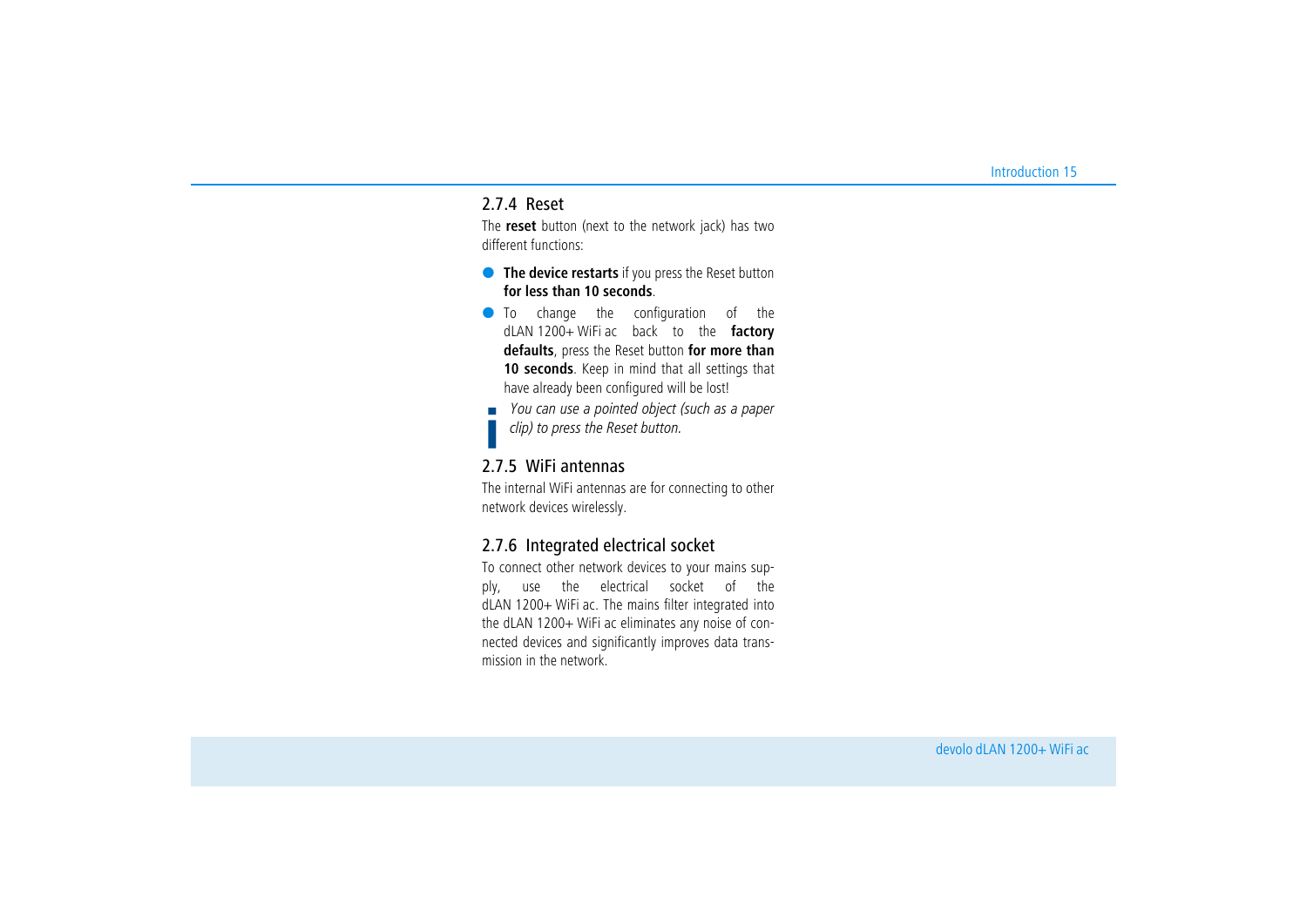### 2.7.4 Reset

The **reset** button (next to the network jack) has two different functions:

- **The device restarts** if you press the Reset button **for less than 10 seconds**.
- To change the configuration of the dLAN 1200+ WiFi ac back to the **factory defaults**, press the Reset button **for more than 10 seconds**. Keep in mind that all settings that have already been configured will be lost!

*You can use a pointed object (such as a paper clip) to press the Reset button.*

### 2.7.5 WiFi antennas

The internal WiFi antennas are for connecting to other network devices wirelessly.

### 2.7.6 Integrated electrical socket

To connect other network devices to your mains supply, use the electrical socket of the dLAN 1200+ WiFi ac. The mains filter integrated into the dLAN 1200+ WiFi ac eliminates any noise of connected devices and significantly improves data transmission in the network.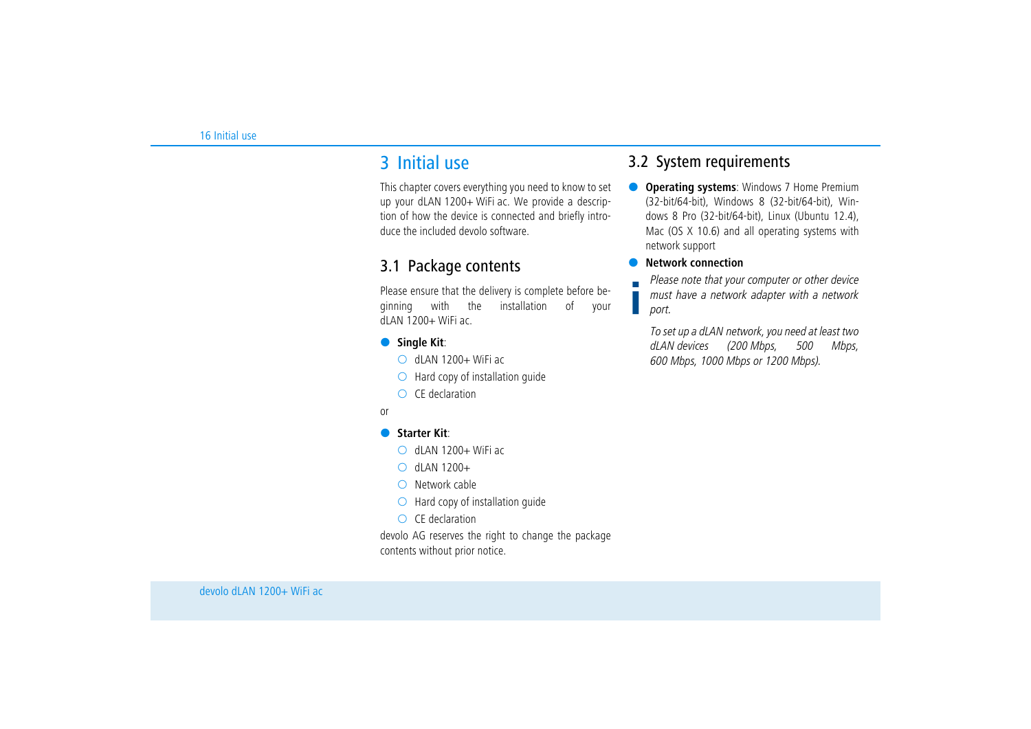# 3 Initial use

This chapter covers everything you need to know to set up your dLAN 1200+ WiFi ac. We provide a description of how the device is connected and briefly introduce the included devolo software.

## 3.1 Package contents

Please ensure that the delivery is complete before beginning with the installation of your dLAN 1200+ WiFi ac.

- **Single Kit**:
  - dLAN 1200+ WiFi ac
  - Hard copy of installation guide
  - CE declaration

or

- **Starter Kit**:
  - dLAN 1200+ WiFi ac
  - dLAN 1200+
  - Network cable
  - Hard copy of installation guide
  - CE declaration

devolo AG reserves the right to change the package contents without prior notice.

## 3.2 System requirements

- **Operating systems**: Windows 7 Home Premium (32-bit/64-bit), Windows 8 (32-bit/64-bit), Windows 8 Pro (32-bit/64-bit), Linux (Ubuntu 12.4), Mac (OS X 10.6) and all operating systems with network support
- **Network connection**

*Please note that your computer or other device must have a network adapter with a network port.*

*To set up a dLAN network, you need at least two dLAN devices (200 Mbps, 500 Mbps, 600 Mbps, 1000 Mbps or 1200 Mbps).*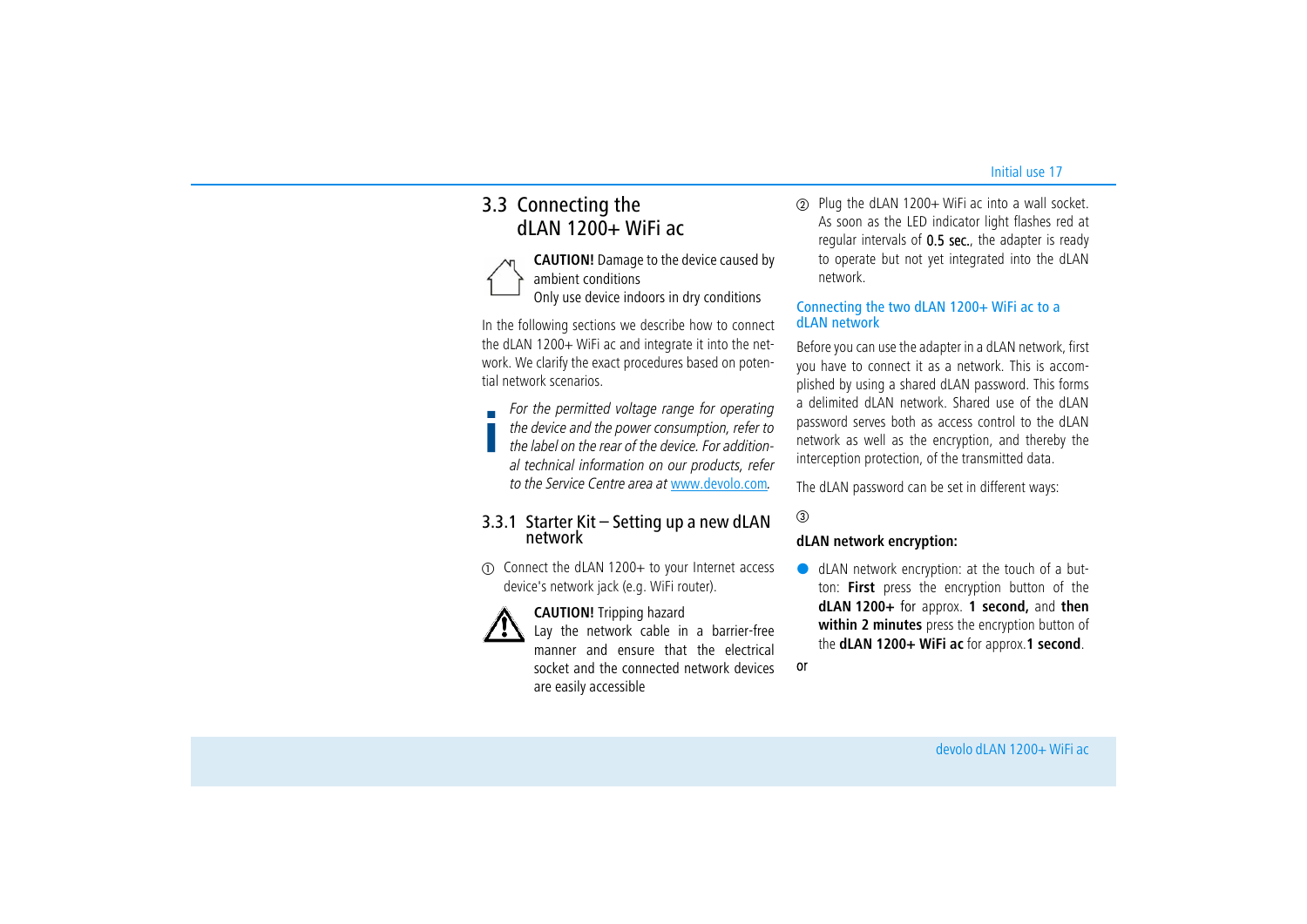## 3.3 Connecting the dLAN 1200+ WiFi ac

**CAUTION!** Damage to the device caused by ambient conditions
Only use device indoors in dry conditions

In the following sections we describe how to connect the dLAN 1200+ WiFi ac and integrate it into the network. We clarify the exact procedures based on potential network scenarios.

*For the permitted voltage range for operating the device and the power consumption, refer to the label on the rear of the device. For additional technical information on our products, refer to the Service Centre area at www.devolo.com.*

### 3.3.1 Starter Kit – Setting up a new dLAN network

① Connect the dLAN 1200+ to your Internet access device's network jack (e.g. WiFi router).

**CAUTION!** Tripping hazard
Lay the network cable in a barrier-free manner and ensure that the electrical socket and the connected network devices are easily accessible

② Plug the dLAN 1200+ WiFi ac into a wall socket. As soon as the LED indicator light flashes red at regular intervals of 0.5 sec., the adapter is ready to operate but not yet integrated into the dLAN network.

#### Connecting the two dLAN 1200+ WiFi ac to a dLAN network

Before you can use the adapter in a dLAN network, first you have to connect it as a network. This is accomplished by using a shared dLAN password. This forms a delimited dLAN network. Shared use of the dLAN password serves both as access control to the dLAN network as well as the encryption, and thereby the interception protection, of the transmitted data.

The dLAN password can be set in different ways:

③

**dLAN network encryption:**

- dLAN network encryption: at the touch of a button: **First** press the encryption button of the **dLAN 1200+** for approx. **1 second,** and **then within 2 minutes** press the encryption button of the **dLAN 1200+ WiFi ac** for approx.**1 second**.

or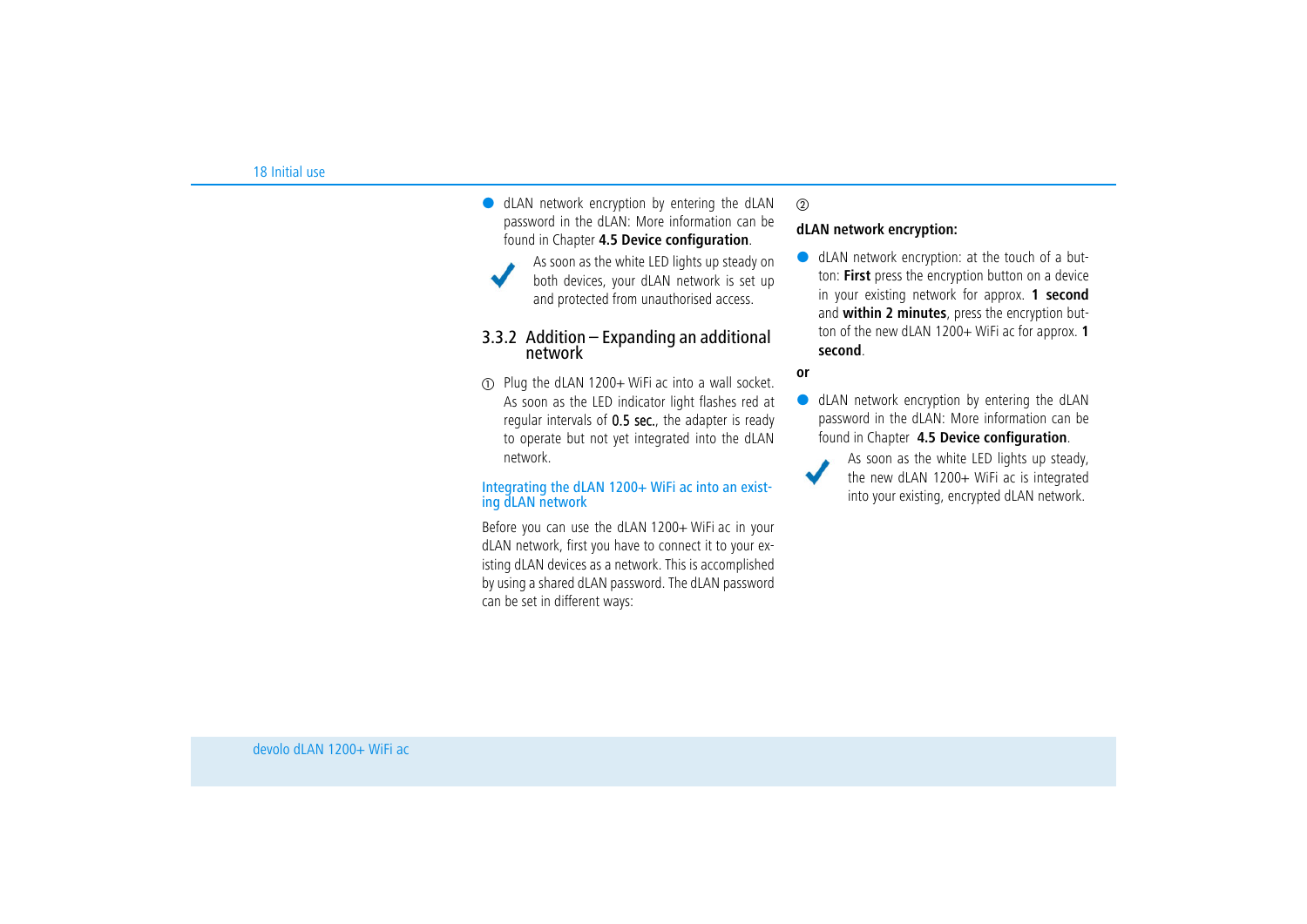- dLAN network encryption by entering the dLAN password in the dLAN: More information can be found in Chapter **4.5 Device configuration**.

✓ As soon as the white LED lights up steady on both devices, your dLAN network is set up and protected from unauthorised access.

### 3.3.2 Addition – Expanding an additional network

① Plug the dLAN 1200+ WiFi ac into a wall socket. As soon as the LED indicator light flashes red at regular intervals of **0.5 sec.**, the adapter is ready to operate but not yet integrated into the dLAN network.

#### Integrating the dLAN 1200+ WiFi ac into an existing dLAN network

Before you can use the dLAN 1200+ WiFi ac in your dLAN network, first you have to connect it to your existing dLAN devices as a network. This is accomplished by using a shared dLAN password. The dLAN password can be set in different ways:

②

**dLAN network encryption:**

- dLAN network encryption: at the touch of a button: **First** press the encryption button on a device in your existing network for approx. **1 second** and **within 2 minutes**, press the encryption button of the new dLAN 1200+ WiFi ac for approx. **1 second**.

**or**

- dLAN network encryption by entering the dLAN password in the dLAN: More information can be found in Chapter **4.5 Device configuration**.

✓ As soon as the white LED lights up steady, the new dLAN 1200+ WiFi ac is integrated into your existing, encrypted dLAN network.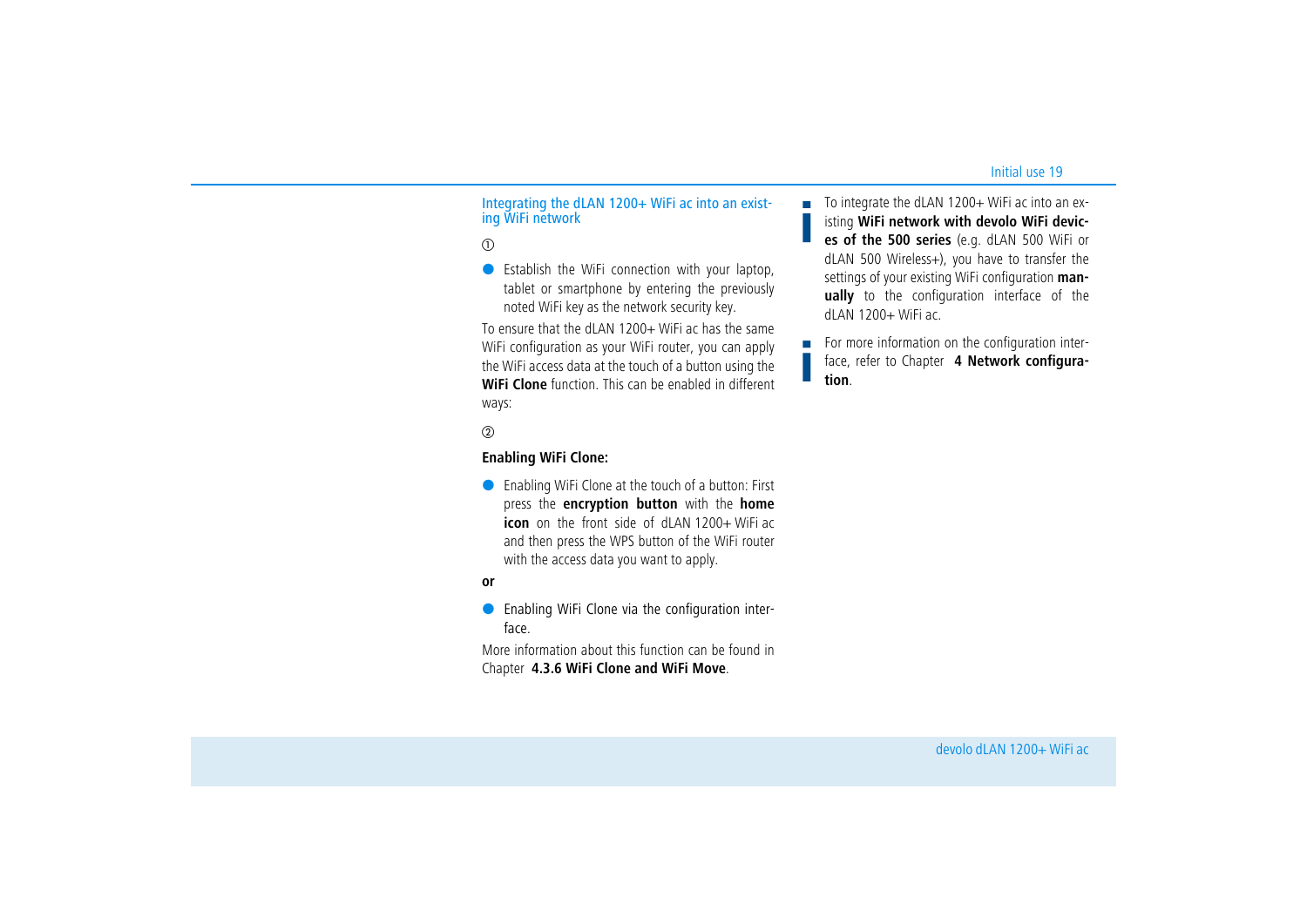## Integrating the dLAN 1200+ WiFi ac into an existing WiFi network

①

- Establish the WiFi connection with your laptop, tablet or smartphone by entering the previously noted WiFi key as the network security key.

To ensure that the dLAN 1200+ WiFi ac has the same WiFi configuration as your WiFi router, you can apply the WiFi access data at the touch of a button using the **WiFi Clone** function. This can be enabled in different ways:

②

**Enabling WiFi Clone:**

- Enabling WiFi Clone at the touch of a button: First press the **encryption button** with the **home icon** on the front side of dLAN 1200+ WiFi ac and then press the WPS button of the WiFi router with the access data you want to apply.

**or**

- Enabling WiFi Clone via the configuration interface.

More information about this function can be found in Chapter **4.3.6 WiFi Clone and WiFi Move**.

To integrate the dLAN 1200+ WiFi ac into an existing **WiFi network with devolo WiFi devices of the 500 series** (e.g. dLAN 500 WiFi or dLAN 500 Wireless+), you have to transfer the settings of your existing WiFi configuration **manually** to the configuration interface of the dLAN 1200+ WiFi ac.

For more information on the configuration interface, refer to Chapter **4 Network configuration**.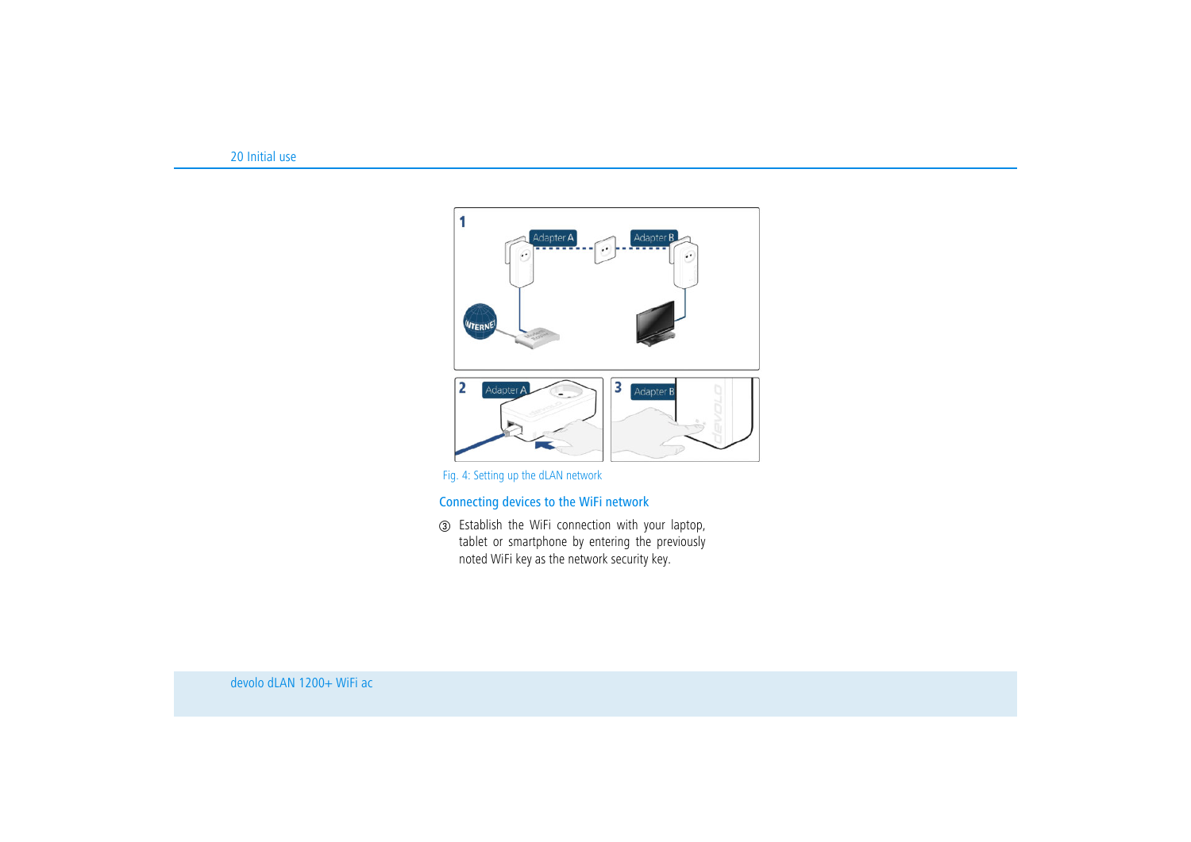Fig. 4: Setting up the dLAN network

### Connecting devices to the WiFi network

③ Establish the WiFi connection with your laptop, tablet or smartphone by entering the previously noted WiFi key as the network security key.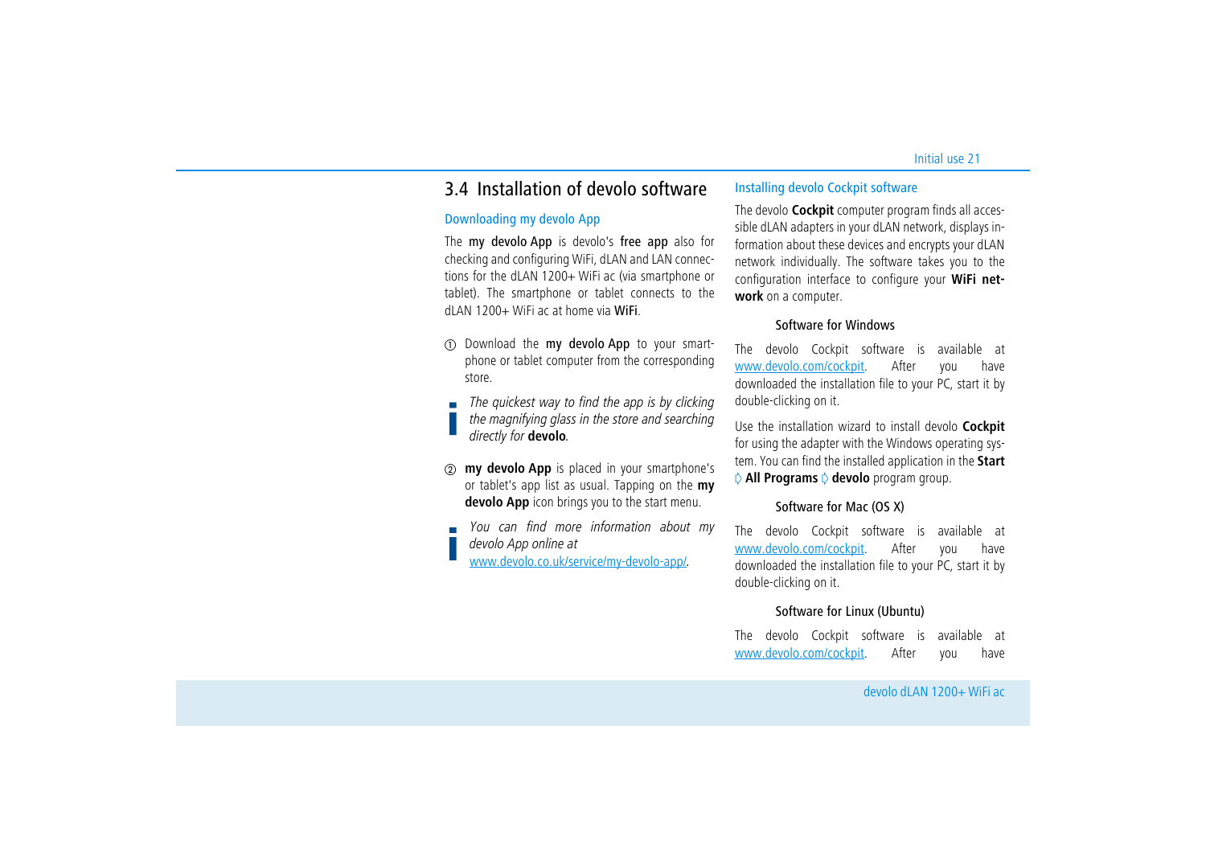## 3.4 Installation of devolo software

### Downloading my devolo App

The **my devolo App** is devolo's **free app** also for checking and configuring WiFi, dLAN and LAN connections for the dLAN 1200+ WiFi ac (via smartphone or tablet). The smartphone or tablet connects to the dLAN 1200+ WiFi ac at home via **WiFi**.

① Download the **my devolo App** to your smartphone or tablet computer from the corresponding store.

*The quickest way to find the app is by clicking the magnifying glass in the store and searching directly for* ***devolo****.*

② **my devolo App** is placed in your smartphone's or tablet's app list as usual. Tapping on the **my devolo App** icon brings you to the start menu.

*You can find more information about my devolo App online at* www.devolo.co.uk/service/my-devolo-app/.

### Installing devolo Cockpit software

The devolo **Cockpit** computer program finds all accessible dLAN adapters in your dLAN network, displays information about these devices and encrypts your dLAN network individually. The software takes you to the configuration interface to configure your **WiFi network** on a computer.

#### Software for Windows

The devolo Cockpit software is available at www.devolo.com/cockpit. After you have downloaded the installation file to your PC, start it by double-clicking on it.

Use the installation wizard to install devolo **Cockpit** for using the adapter with the Windows operating system. You can find the installed application in the **Start** ▷ **All Programs** ▷ **devolo** program group.

#### Software for Mac (OS X)

The devolo Cockpit software is available at www.devolo.com/cockpit. After you have downloaded the installation file to your PC, start it by double-clicking on it.

#### Software for Linux (Ubuntu)

The devolo Cockpit software is available at www.devolo.com/cockpit. After you have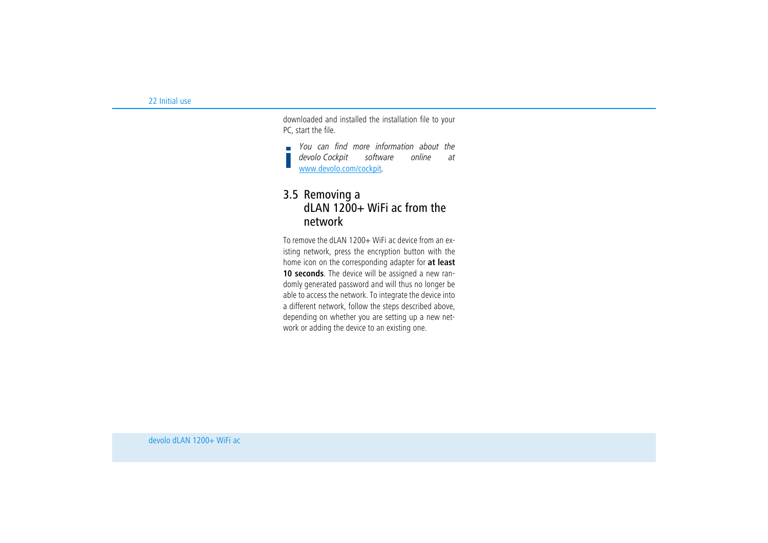downloaded and installed the installation file to your PC, start the file.

*You can find more information about the devolo Cockpit software online at [www.devolo.com/cockpit](http://www.devolo.com/cockpit).*

## 3.5 Removing a dLAN 1200+ WiFi ac from the network

To remove the dLAN 1200+ WiFi ac device from an existing network, press the encryption button with the home icon on the corresponding adapter for **at least 10 seconds**. The device will be assigned a new randomly generated password and will thus no longer be able to access the network. To integrate the device into a different network, follow the steps described above, depending on whether you are setting up a new network or adding the device to an existing one.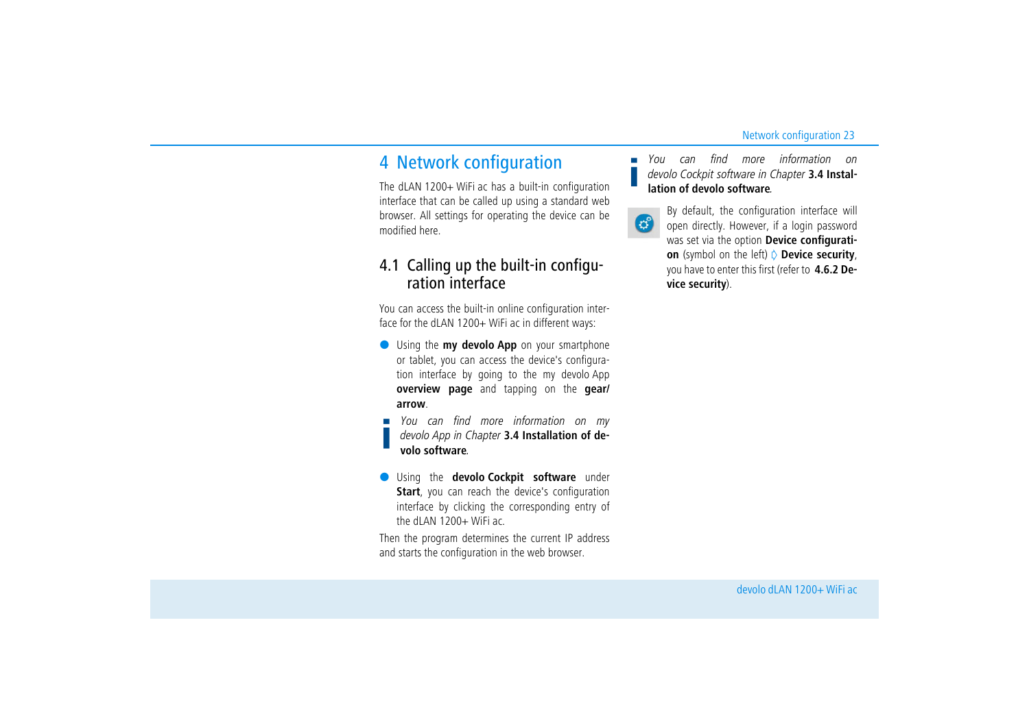# 4 Network configuration

The dLAN 1200+ WiFi ac has a built-in configuration interface that can be called up using a standard web browser. All settings for operating the device can be modified here.

## 4.1 Calling up the built-in configuration interface

You can access the built-in online configuration interface for the dLAN 1200+ WiFi ac in different ways:

- Using the **my devolo App** on your smartphone or tablet, you can access the device's configuration interface by going to the my devolo App **overview page** and tapping on the **gear/ arrow**.

*You can find more information on my devolo App in Chapter* **3.4 Installation of devolo software**.

- Using the **devolo Cockpit software** under **Start**, you can reach the device's configuration interface by clicking the corresponding entry of the dLAN 1200+ WiFi ac.

Then the program determines the current IP address and starts the configuration in the web browser.

*You can find more information on devolo Cockpit software in Chapter* **3.4 Installation of devolo software**.

By default, the configuration interface will open directly. However, if a login password was set via the option **Device configuration** (symbol on the left) ➩ **Device security**, you have to enter this first (refer to **4.6.2 Device security**).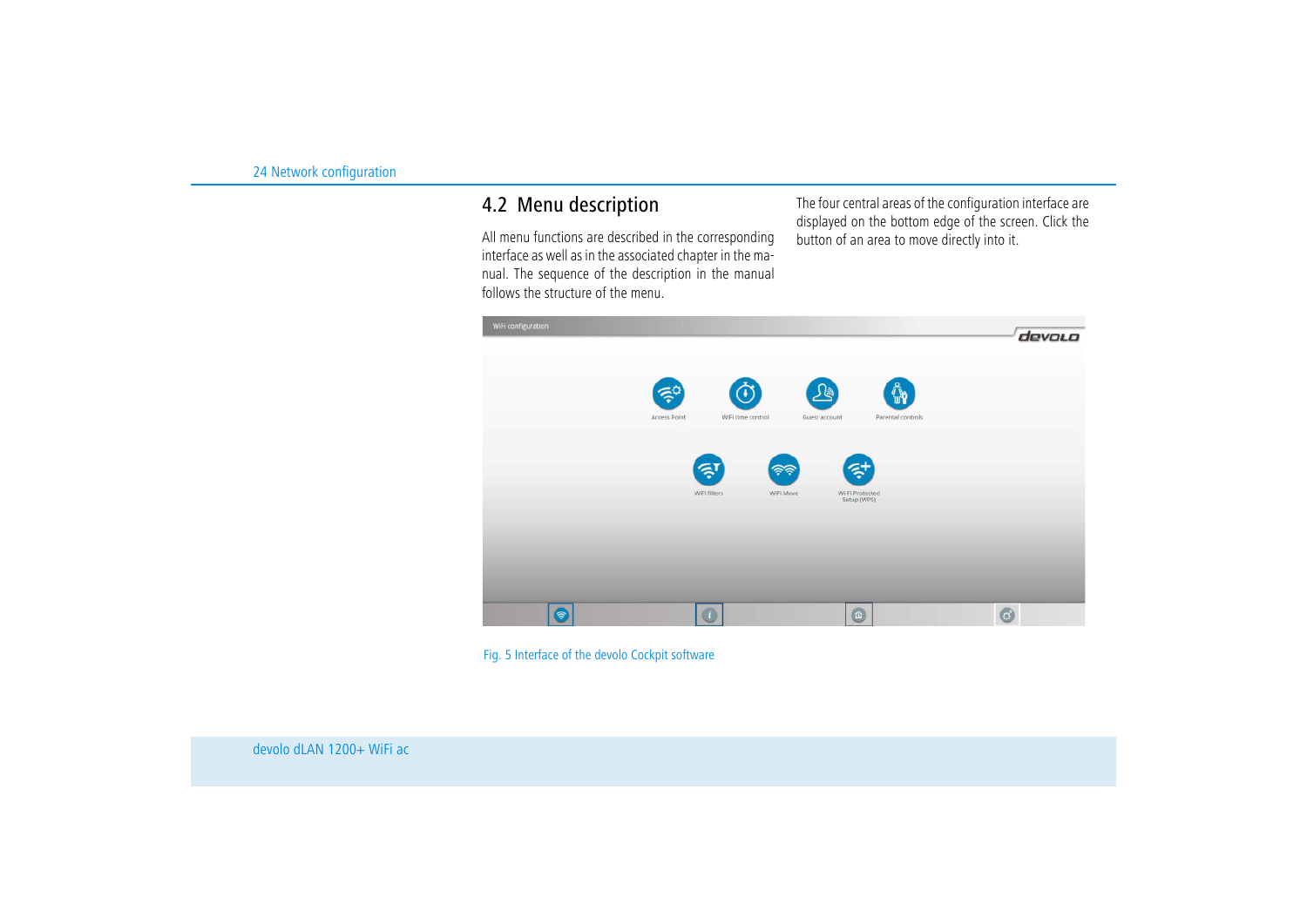## 4.2 Menu description

All menu functions are described in the corresponding interface as well as in the associated chapter in the manual. The sequence of the description in the manual follows the structure of the menu.

The four central areas of the configuration interface are displayed on the bottom edge of the screen. Click the button of an area to move directly into it.

Fig. 5 Interface of the devolo Cockpit software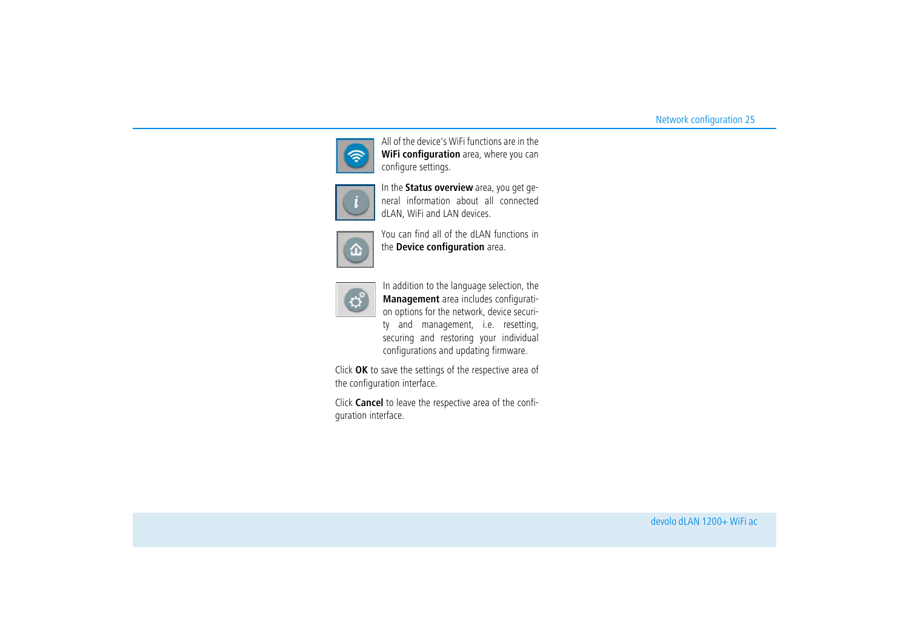All of the device's WiFi functions are in the **WiFi configuration** area, where you can configure settings.

In the **Status overview** area, you get general information about all connected dLAN, WiFi and LAN devices.

You can find all of the dLAN functions in the **Device configuration** area.

In addition to the language selection, the **Management** area includes configuration options for the network, device security and management, i.e. resetting, securing and restoring your individual configurations and updating firmware.

Click **OK** to save the settings of the respective area of the configuration interface.

Click **Cancel** to leave the respective area of the configuration interface.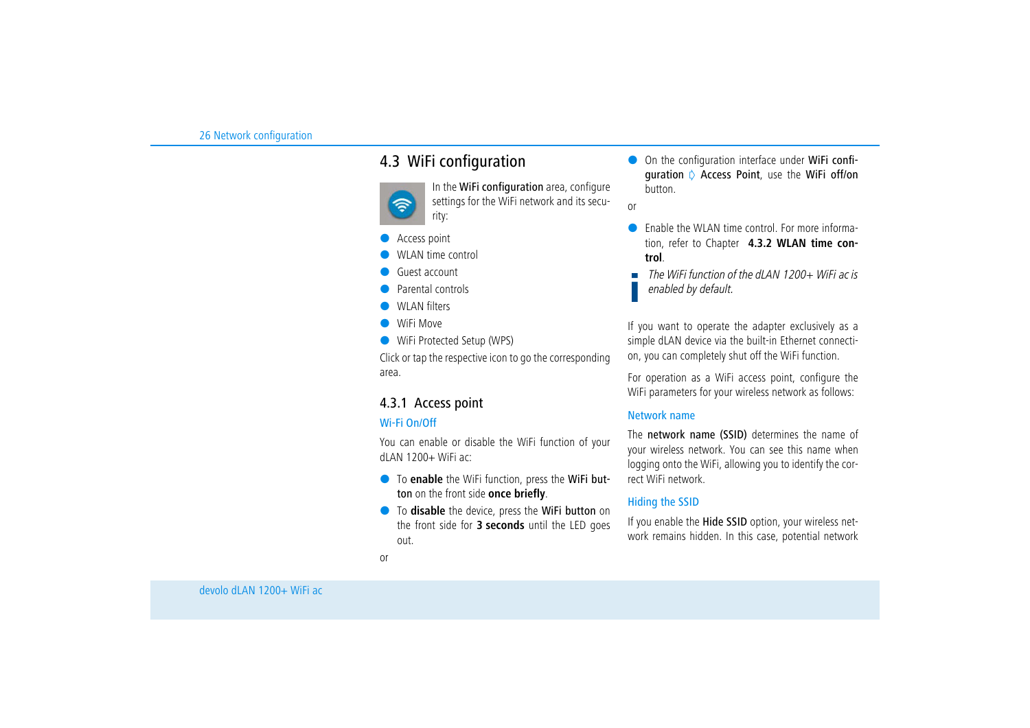## 4.3 WiFi configuration

In the **WiFi configuration** area, configure settings for the WiFi network and its security:

- Access point
- WLAN time control
- Guest account
- Parental controls
- WLAN filters
- WiFi Move
- WiFi Protected Setup (WPS)

Click or tap the respective icon to go the corresponding area.

### 4.3.1 Access point

#### Wi-Fi On/Off

You can enable or disable the WiFi function of your dLAN 1200+ WiFi ac:

- To **enable** the WiFi function, press the **WiFi button** on the front side **once briefly**.
- To **disable** the device, press the **WiFi button** on the front side for **3 seconds** until the LED goes out.

or

- On the configuration interface under **WiFi configuration** ⇨ **Access Point**, use the **WiFi off/on** button.

or

- Enable the WLAN time control. For more information, refer to Chapter **4.3.2 WLAN time control**.

*The WiFi function of the dLAN 1200+ WiFi ac is enabled by default.*

If you want to operate the adapter exclusively as a simple dLAN device via the built-in Ethernet connection, you can completely shut off the WiFi function.

For operation as a WiFi access point, configure the WiFi parameters for your wireless network as follows:

#### Network name

The **network name (SSID)** determines the name of your wireless network. You can see this name when logging onto the WiFi, allowing you to identify the correct WiFi network.

#### Hiding the SSID

If you enable the **Hide SSID** option, your wireless network remains hidden. In this case, potential network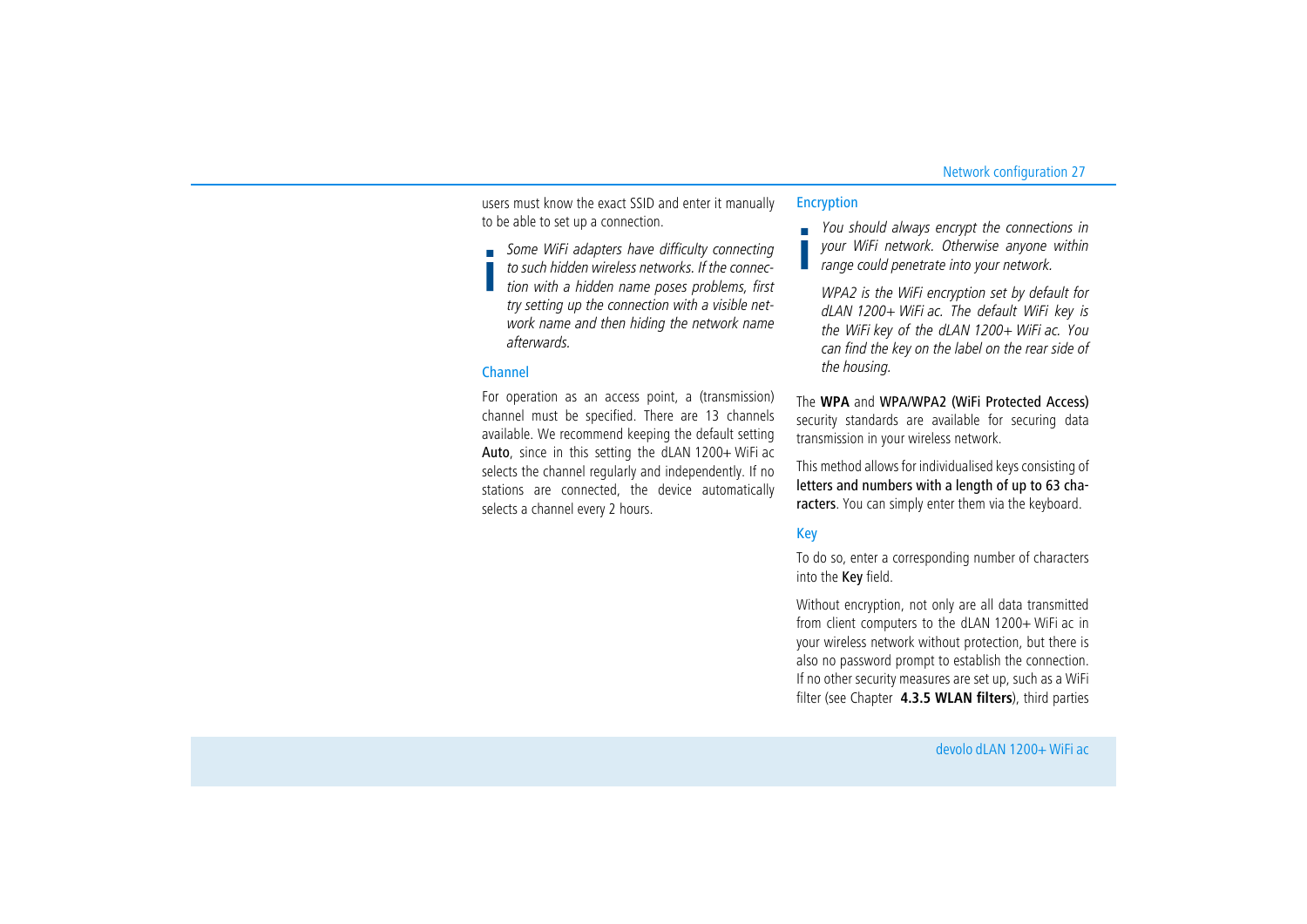users must know the exact SSID and enter it manually to be able to set up a connection.

*Some WiFi adapters have difficulty connecting to such hidden wireless networks. If the connection with a hidden name poses problems, first try setting up the connection with a visible network name and then hiding the network name afterwards.*

### Channel

For operation as an access point, a (transmission) channel must be specified. There are 13 channels available. We recommend keeping the default setting **Auto**, since in this setting the dLAN 1200+ WiFi ac selects the channel regularly and independently. If no stations are connected, the device automatically selects a channel every 2 hours.

### Encryption

*You should always encrypt the connections in your WiFi network. Otherwise anyone within range could penetrate into your network.*

*WPA2 is the WiFi encryption set by default for dLAN 1200+ WiFi ac. The default WiFi key is the WiFi key of the dLAN 1200+ WiFi ac. You can find the key on the label on the rear side of the housing.*

The **WPA** and **WPA/WPA2 (WiFi Protected Access)** security standards are available for securing data transmission in your wireless network.

This method allows for individualised keys consisting of **letters and numbers with a length of up to 63 characters**. You can simply enter them via the keyboard.

### Key

To do so, enter a corresponding number of characters into the **Key** field.

Without encryption, not only are all data transmitted from client computers to the dLAN 1200+ WiFi ac in your wireless network without protection, but there is also no password prompt to establish the connection. If no other security measures are set up, such as a WiFi filter (see Chapter **4.3.5 WLAN filters**), third parties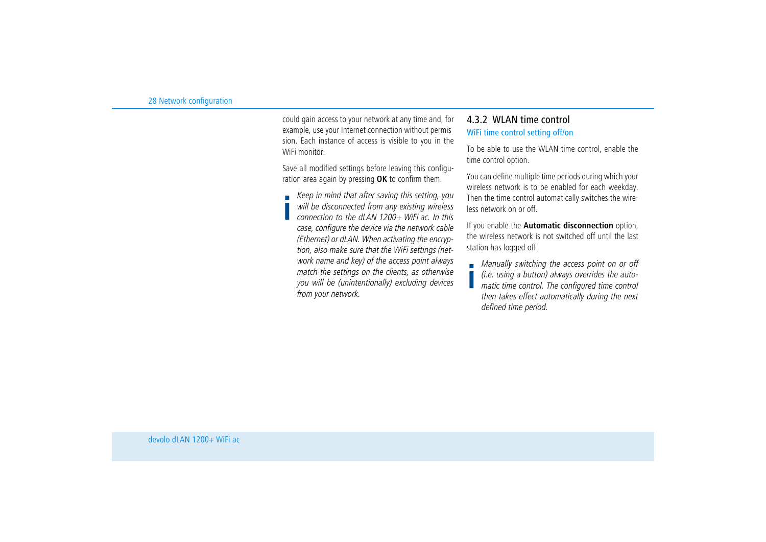could gain access to your network at any time and, for example, use your Internet connection without permission. Each instance of access is visible to you in the WiFi monitor.

Save all modified settings before leaving this configuration area again by pressing **OK** to confirm them.

*Keep in mind that after saving this setting, you will be disconnected from any existing wireless connection to the dLAN 1200+ WiFi ac. In this case, configure the device via the network cable (Ethernet) or dLAN. When activating the encryption, also make sure that the WiFi settings (network name and key) of the access point always match the settings on the clients, as otherwise you will be (unintentionally) excluding devices from your network.*

### 4.3.2 WLAN time control

#### WiFi time control setting off/on

To be able to use the WLAN time control, enable the time control option.

You can define multiple time periods during which your wireless network is to be enabled for each weekday. Then the time control automatically switches the wireless network on or off.

If you enable the **Automatic disconnection** option, the wireless network is not switched off until the last station has logged off.

*Manually switching the access point on or off (i.e. using a button) always overrides the automatic time control. The configured time control then takes effect automatically during the next defined time period.*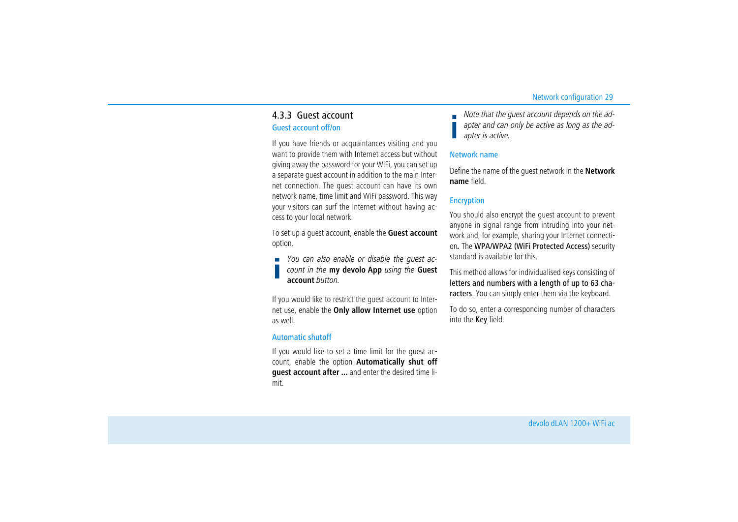### 4.3.3 Guest account

#### Guest account off/on

If you have friends or acquaintances visiting and you want to provide them with Internet access but without giving away the password for your WiFi, you can set up a separate guest account in addition to the main Internet connection. The guest account can have its own network name, time limit and WiFi password. This way your visitors can surf the Internet without having access to your local network.

To set up a guest account, enable the **Guest account** option.

> *You can also enable or disable the guest account in the* **my devolo App** *using the* **Guest account** *button.*

If you would like to restrict the guest account to Internet use, enable the **Only allow Internet use** option as well.

#### Automatic shutoff

If you would like to set a time limit for the guest account, enable the option **Automatically shut off guest account after ...** and enter the desired time limit.

> *Note that the guest account depends on the adapter and can only be active as long as the adapter is active.*

#### Network name

Define the name of the guest network in the **Network name** field.

#### Encryption

You should also encrypt the guest account to prevent anyone in signal range from intruding into your network and, for example, sharing your Internet connection**.** The **WPA/WPA2 (WiFi Protected Access)** security standard is available for this.

This method allows for individualised keys consisting of **letters and numbers with a length of up to 63 characters**. You can simply enter them via the keyboard.

To do so, enter a corresponding number of characters into the **Key** field.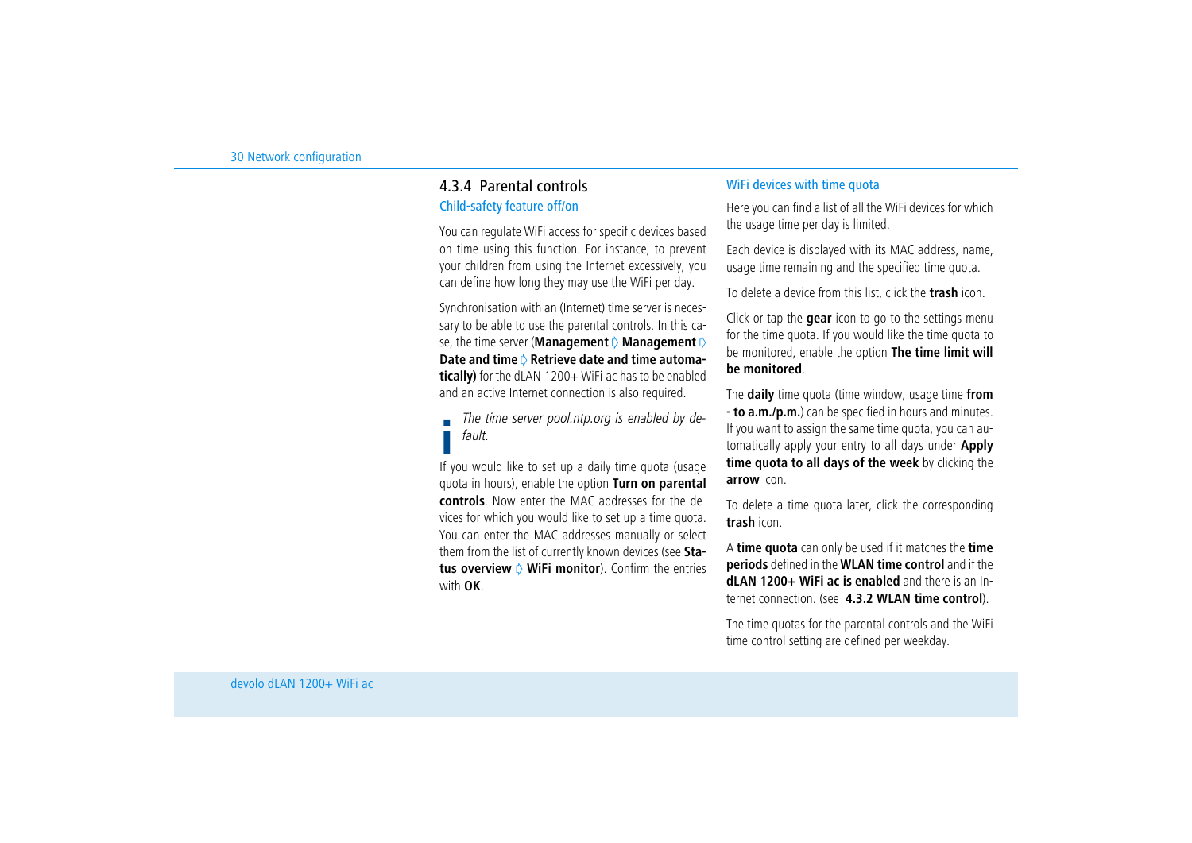### 4.3.4 Parental controls

#### Child-safety feature off/on

You can regulate WiFi access for specific devices based on time using this function. For instance, to prevent your children from using the Internet excessively, you can define how long they may use the WiFi per day.

Synchronisation with an (Internet) time server is necessary to be able to use the parental controls. In this case, the time server (**Management** ◊ **Management** ◊ **Date and time** ◊ **Retrieve date and time automatically)** for the dLAN 1200+ WiFi ac has to be enabled and an active Internet connection is also required.

*The time server pool.ntp.org is enabled by default.*

If you would like to set up a daily time quota (usage quota in hours), enable the option **Turn on parental controls**. Now enter the MAC addresses for the devices for which you would like to set up a time quota. You can enter the MAC addresses manually or select them from the list of currently known devices (see **Status overview** ◊ **WiFi monitor**). Confirm the entries with **OK**.

#### WiFi devices with time quota

Here you can find a list of all the WiFi devices for which the usage time per day is limited.

Each device is displayed with its MAC address, name, usage time remaining and the specified time quota.

To delete a device from this list, click the **trash** icon.

Click or tap the **gear** icon to go to the settings menu for the time quota. If you would like the time quota to be monitored, enable the option **The time limit will be monitored**.

The **daily** time quota (time window, usage time **from - to a.m./p.m.**) can be specified in hours and minutes. If you want to assign the same time quota, you can automatically apply your entry to all days under **Apply time quota to all days of the week** by clicking the **arrow** icon.

To delete a time quota later, click the corresponding **trash** icon.

A **time quota** can only be used if it matches the **time periods** defined in the **WLAN time control** and if the **dLAN 1200+ WiFi ac is enabled** and there is an Internet connection. (see **4.3.2 WLAN time control**).

The time quotas for the parental controls and the WiFi time control setting are defined per weekday.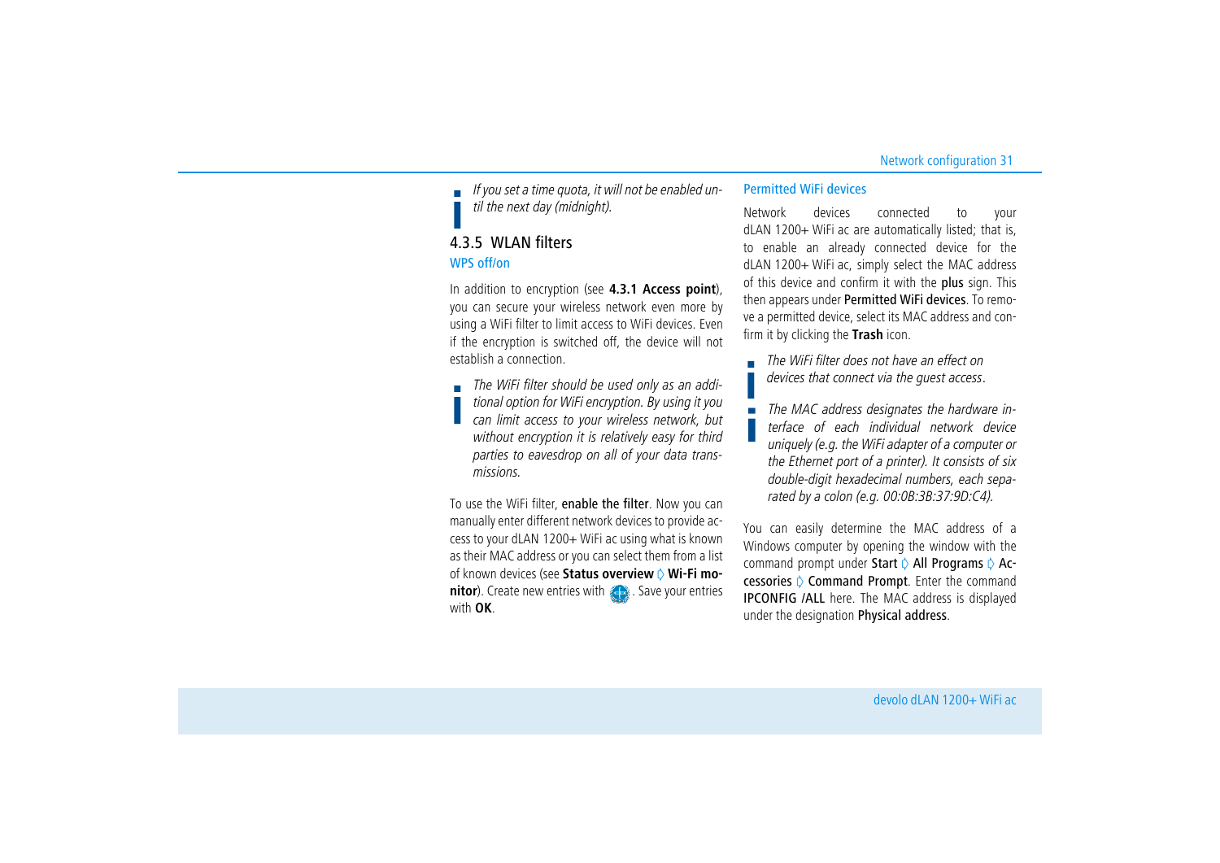*If you set a time quota, it will not be enabled until the next day (midnight).*

### 4.3.5 WLAN filters

WPS off/on

In addition to encryption (see **4.3.1 Access point**), you can secure your wireless network even more by using a WiFi filter to limit access to WiFi devices. Even if the encryption is switched off, the device will not establish a connection.

*The WiFi filter should be used only as an additional option for WiFi encryption. By using it you can limit access to your wireless network, but without encryption it is relatively easy for third parties to eavesdrop on all of your data transmissions.*

To use the WiFi filter, **enable the filter**. Now you can manually enter different network devices to provide access to your dLAN 1200+ WiFi ac using what is known as their MAC address or you can select them from a list of known devices (see **Status overview** ◊ **Wi-Fi monitor**). Create new entries with . Save your entries with **OK**.

Permitted WiFi devices

Network devices connected to your dLAN 1200+ WiFi ac are automatically listed; that is, to enable an already connected device for the dLAN 1200+ WiFi ac, simply select the MAC address of this device and confirm it with the **plus** sign. This then appears under **Permitted WiFi devices**. To remove a permitted device, select its MAC address and confirm it by clicking the **Trash** icon.

*The WiFi filter does not have an effect on devices that connect via the guest access.*

*The MAC address designates the hardware interface of each individual network device uniquely (e.g. the WiFi adapter of a computer or the Ethernet port of a printer). It consists of six double-digit hexadecimal numbers, each separated by a colon (e.g. 00:0B:3B:37:9D:C4).*

You can easily determine the MAC address of a Windows computer by opening the window with the command prompt under **Start** ◊ **All Programs** ◊ **Accessories** ◊ **Command Prompt**. Enter the command **IPCONFIG /ALL** here. The MAC address is displayed under the designation **Physical address**.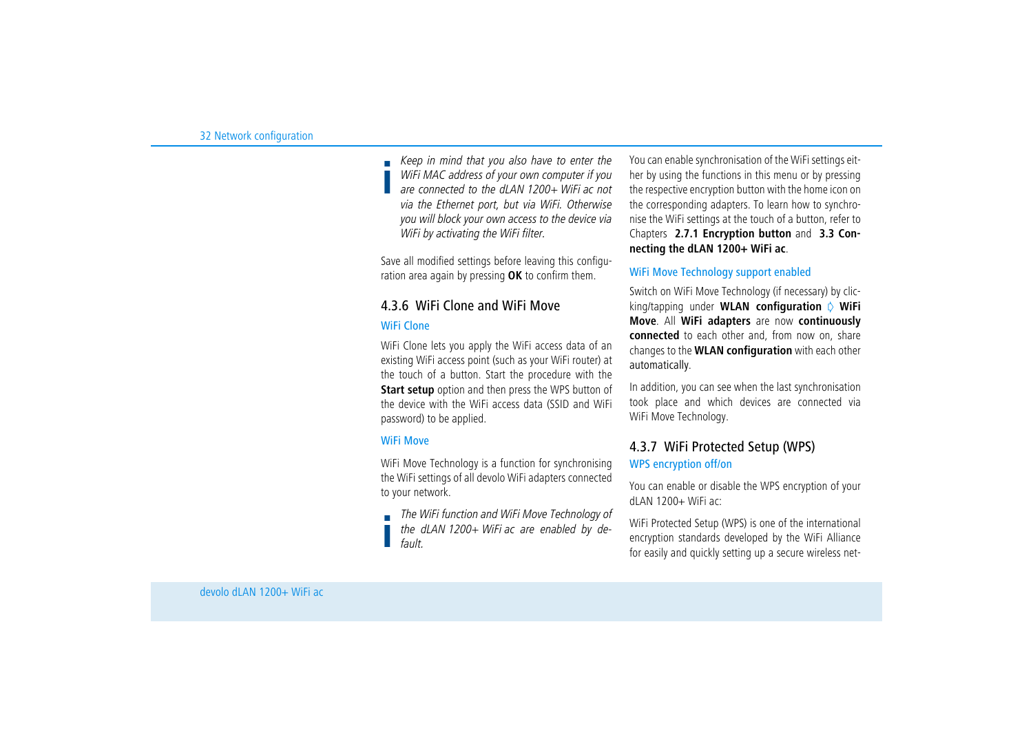*Keep in mind that you also have to enter the WiFi MAC address of your own computer if you are connected to the dLAN 1200+ WiFi ac not via the Ethernet port, but via WiFi. Otherwise you will block your own access to the device via WiFi by activating the WiFi filter.*

Save all modified settings before leaving this configuration area again by pressing **OK** to confirm them.

### 4.3.6 WiFi Clone and WiFi Move

#### WiFi Clone

WiFi Clone lets you apply the WiFi access data of an existing WiFi access point (such as your WiFi router) at the touch of a button. Start the procedure with the **Start setup** option and then press the WPS button of the device with the WiFi access data (SSID and WiFi password) to be applied.

#### WiFi Move

WiFi Move Technology is a function for synchronising the WiFi settings of all devolo WiFi adapters connected to your network.

*The WiFi function and WiFi Move Technology of the dLAN 1200+ WiFi ac are enabled by default.*

You can enable synchronisation of the WiFi settings either by using the functions in this menu or by pressing the respective encryption button with the home icon on the corresponding adapters. To learn how to synchronise the WiFi settings at the touch of a button, refer to Chapters **2.7.1 Encryption button** and **3.3 Connecting the dLAN 1200+ WiFi ac**.

#### WiFi Move Technology support enabled

Switch on WiFi Move Technology (if necessary) by clicking/tapping under **WLAN configuration** ◊ **WiFi Move**. All **WiFi adapters** are now **continuously connected** to each other and, from now on, share changes to the **WLAN configuration** with each other automatically.

In addition, you can see when the last synchronisation took place and which devices are connected via WiFi Move Technology.

### 4.3.7 WiFi Protected Setup (WPS)

#### WPS encryption off/on

You can enable or disable the WPS encryption of your dLAN 1200+ WiFi ac:

WiFi Protected Setup (WPS) is one of the international encryption standards developed by the WiFi Alliance for easily and quickly setting up a secure wireless net-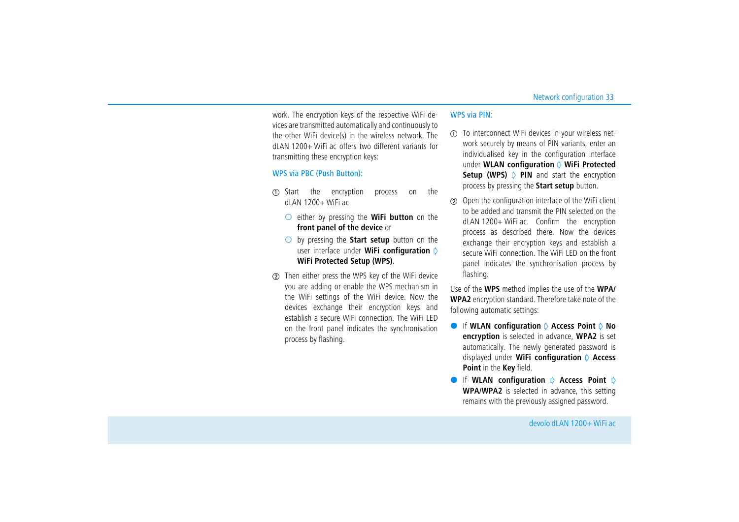work. The encryption keys of the respective WiFi devices are transmitted automatically and continuously to the other WiFi device(s) in the wireless network. The dLAN 1200+ WiFi ac offers two different variants for transmitting these encryption keys:

### WPS via PBC (Push Button):

① Start the encryption process on the dLAN 1200+ WiFi ac

- either by pressing the **WiFi button** on the **front panel of the device** or
- by pressing the **Start setup** button on the user interface under **WiFi configuration** ◊ **WiFi Protected Setup (WPS)**.

② Then either press the WPS key of the WiFi device you are adding or enable the WPS mechanism in the WiFi settings of the WiFi device. Now the devices exchange their encryption keys and establish a secure WiFi connection. The WiFi LED on the front panel indicates the synchronisation process by flashing.

### WPS via PIN:

① To interconnect WiFi devices in your wireless network securely by means of PIN variants, enter an individualised key in the configuration interface under **WLAN configuration** ◊ **WiFi Protected Setup (WPS)** ◊ **PIN** and start the encryption process by pressing the **Start setup** button.

② Open the configuration interface of the WiFi client to be added and transmit the PIN selected on the dLAN 1200+ WiFi ac. Confirm the encryption process as described there. Now the devices exchange their encryption keys and establish a secure WiFi connection. The WiFi LED on the front panel indicates the synchronisation process by flashing.

Use of the **WPS** method implies the use of the **WPA/WPA2** encryption standard. Therefore take note of the following automatic settings:

- If **WLAN configuration** ◊ **Access Point** ◊ **No encryption** is selected in advance, **WPA2** is set automatically. The newly generated password is displayed under **WiFi configuration** ◊ **Access Point** in the **Key** field.
- If **WLAN configuration** ◊ **Access Point** ◊ **WPA/WPA2** is selected in advance, this setting remains with the previously assigned password.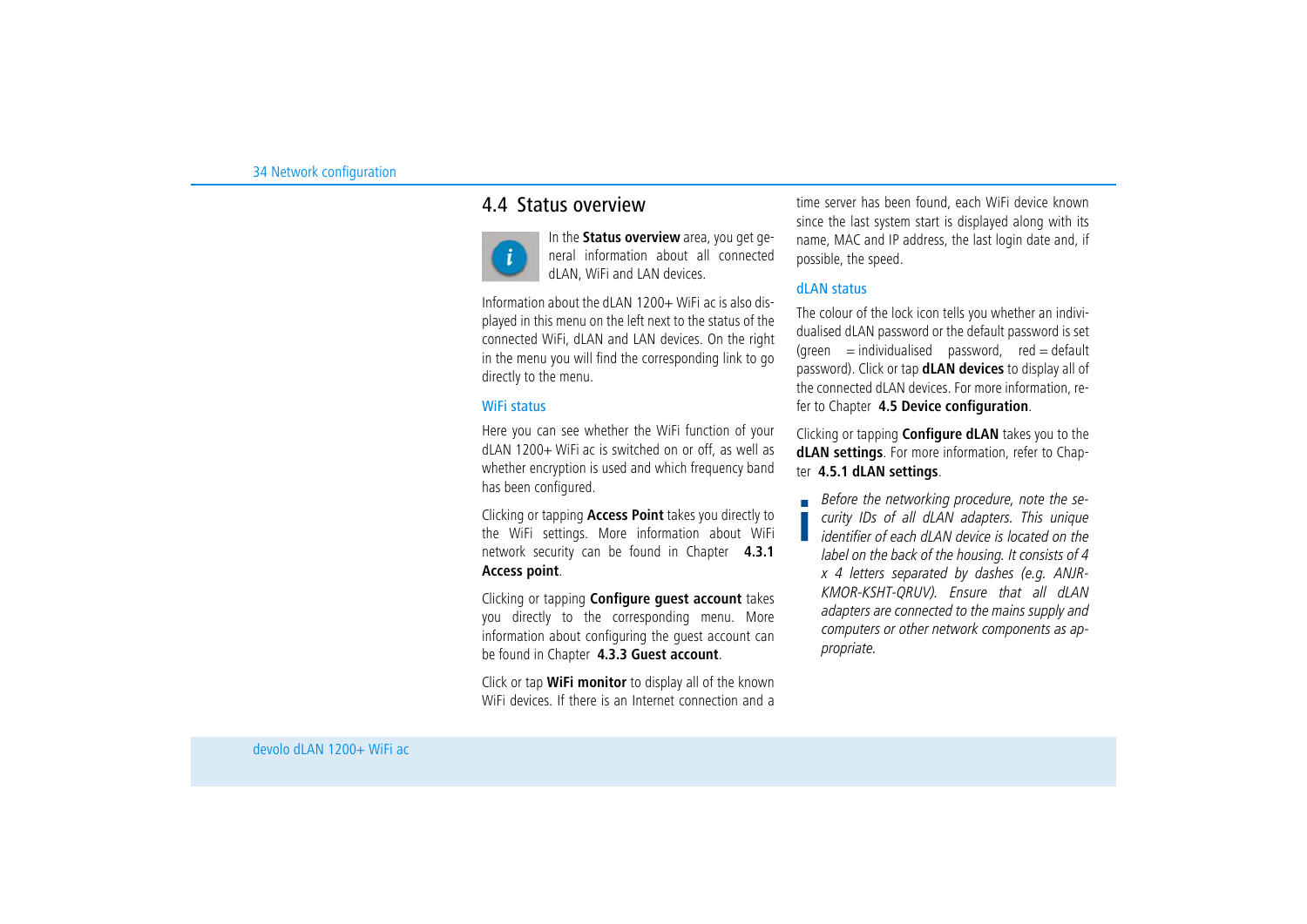## 4.4 Status overview

In the **Status overview** area, you get general information about all connected dLAN, WiFi and LAN devices.

Information about the dLAN 1200+ WiFi ac is also displayed in this menu on the left next to the status of the connected WiFi, dLAN and LAN devices. On the right in the menu you will find the corresponding link to go directly to the menu.

### WiFi status

Here you can see whether the WiFi function of your dLAN 1200+ WiFi ac is switched on or off, as well as whether encryption is used and which frequency band has been configured.

Clicking or tapping **Access Point** takes you directly to the WiFi settings. More information about WiFi network security can be found in Chapter **4.3.1 Access point**.

Clicking or tapping **Configure guest account** takes you directly to the corresponding menu. More information about configuring the guest account can be found in Chapter **4.3.3 Guest account**.

Click or tap **WiFi monitor** to display all of the known WiFi devices. If there is an Internet connection and a time server has been found, each WiFi device known since the last system start is displayed along with its name, MAC and IP address, the last login date and, if possible, the speed.

### dLAN status

The colour of the lock icon tells you whether an individualised dLAN password or the default password is set (green = individualised password, red = default password). Click or tap **dLAN devices** to display all of the connected dLAN devices. For more information, refer to Chapter **4.5 Device configuration**.

Clicking or tapping **Configure dLAN** takes you to the **dLAN settings**. For more information, refer to Chapter **4.5.1 dLAN settings**.

*Before the networking procedure, note the security IDs of all dLAN adapters. This unique identifier of each dLAN device is located on the label on the back of the housing. It consists of 4 x 4 letters separated by dashes (e.g. ANJR-KMOR-KSHT-QRUV). Ensure that all dLAN adapters are connected to the mains supply and computers or other network components as appropriate.*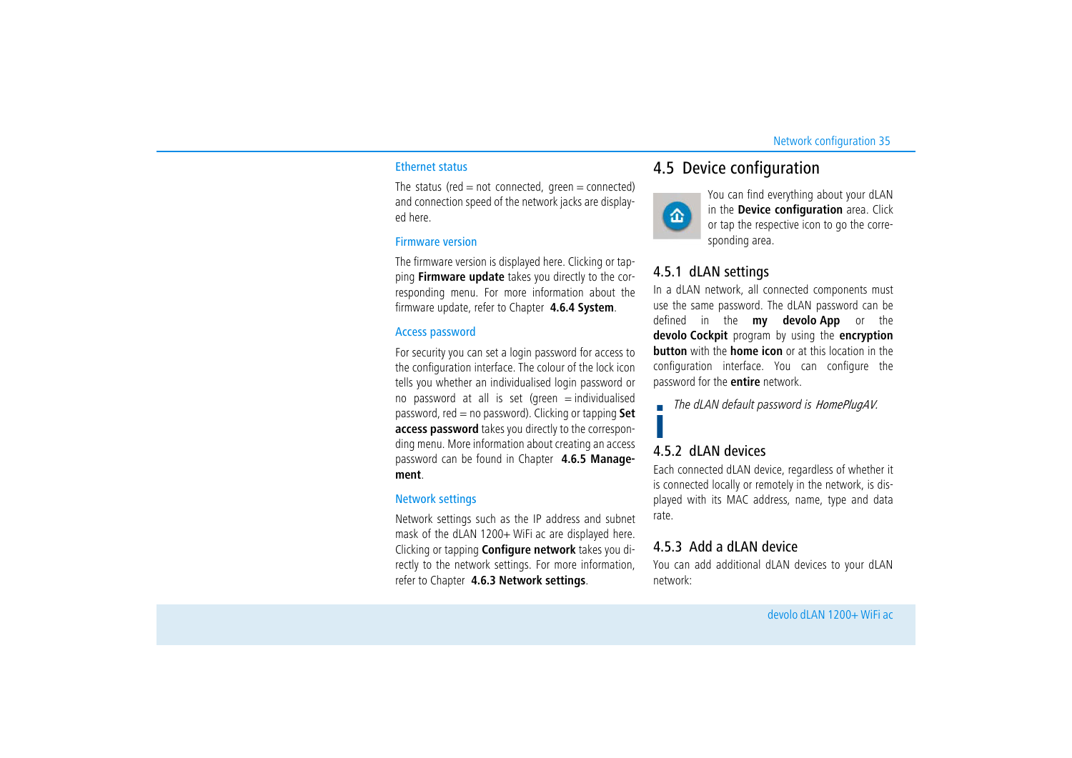### Ethernet status

The status (red = not connected, green = connected) and connection speed of the network jacks are displayed here.

### Firmware version

The firmware version is displayed here. Clicking or tapping **Firmware update** takes you directly to the corresponding menu. For more information about the firmware update, refer to Chapter **4.6.4 System**.

### Access password

For security you can set a login password for access to the configuration interface. The colour of the lock icon tells you whether an individualised login password or no password at all is set (green = individualised password, red = no password). Clicking or tapping **Set access password** takes you directly to the corresponding menu. More information about creating an access password can be found in Chapter **4.6.5 Management**.

### Network settings

Network settings such as the IP address and subnet mask of the dLAN 1200+ WiFi ac are displayed here. Clicking or tapping **Configure network** takes you directly to the network settings. For more information, refer to Chapter **4.6.3 Network settings**.

## 4.5 Device configuration

You can find everything about your dLAN in the **Device configuration** area. Click or tap the respective icon to go the corresponding area.

### 4.5.1 dLAN settings

In a dLAN network, all connected components must use the same password. The dLAN password can be defined in the **my devolo App** or the **devolo Cockpit** program by using the **encryption button** with the **home icon** or at this location in the configuration interface. You can configure the password for the **entire** network.

*The dLAN default password is HomePlugAV.*

### 4.5.2 dLAN devices

Each connected dLAN device, regardless of whether it is connected locally or remotely in the network, is displayed with its MAC address, name, type and data rate.

### 4.5.3 Add a dLAN device

You can add additional dLAN devices to your dLAN network: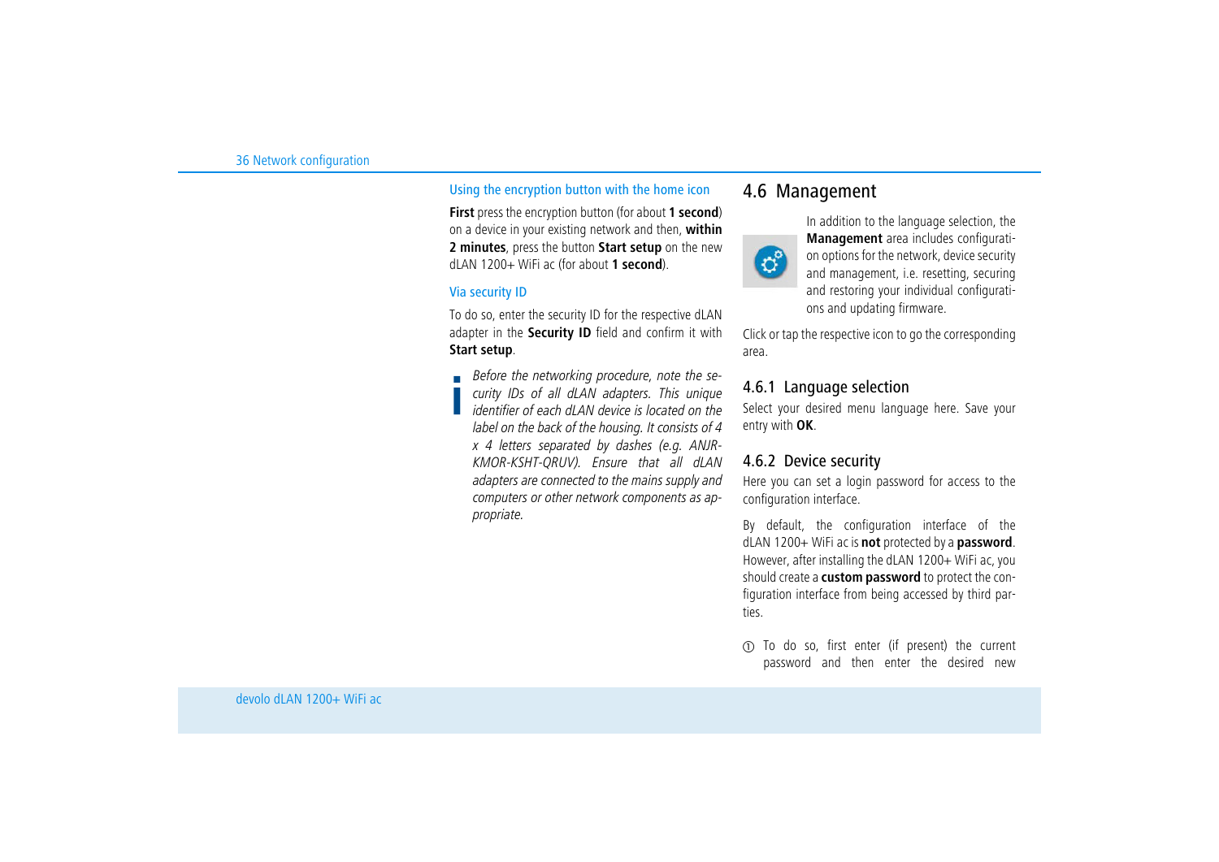#### Using the encryption button with the home icon

**First** press the encryption button (for about **1 second**) on a device in your existing network and then, **within 2 minutes**, press the button **Start setup** on the new dLAN 1200+ WiFi ac (for about **1 second**).

#### Via security ID

To do so, enter the security ID for the respective dLAN adapter in the **Security ID** field and confirm it with **Start setup**.

*Before the networking procedure, note the security IDs of all dLAN adapters. This unique identifier of each dLAN device is located on the label on the back of the housing. It consists of 4 x 4 letters separated by dashes (e.g. ANJR-KMOR-KSHT-QRUV). Ensure that all dLAN adapters are connected to the mains supply and computers or other network components as appropriate.*

## 4.6 Management

In addition to the language selection, the **Management** area includes configuration options for the network, device security and management, i.e. resetting, securing and restoring your individual configurations and updating firmware.

Click or tap the respective icon to go the corresponding area.

### 4.6.1 Language selection

Select your desired menu language here. Save your entry with **OK**.

### 4.6.2 Device security

Here you can set a login password for access to the configuration interface.

By default, the configuration interface of the dLAN 1200+ WiFi ac is **not** protected by a **password**. However, after installing the dLAN 1200+ WiFi ac, you should create a **custom password** to protect the configuration interface from being accessed by third parties.

① To do so, first enter (if present) the current password and then enter the desired new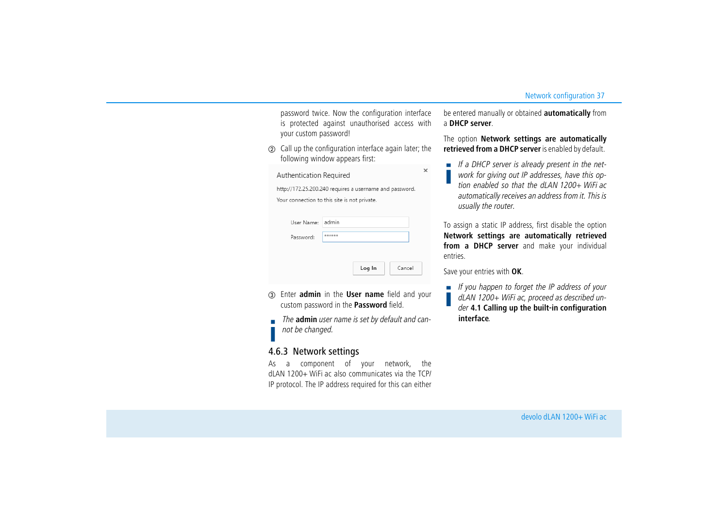password twice. Now the configuration interface is protected against unauthorised access with your custom password!

② Call up the configuration interface again later; the following window appears first:

Authentication Required

http://172.25.200.240 requires a username and password.

Your connection to this site is not private.

User Name: admin

Password: ******

Log In Cancel

③ Enter **admin** in the **User name** field and your custom password in the **Password** field.

*The **admin** user name is set by default and cannot be changed.*

### 4.6.3 Network settings

As a component of your network, the dLAN 1200+ WiFi ac also communicates via the TCP/IP protocol. The IP address required for this can either be entered manually or obtained **automatically** from a **DHCP server**.

The option **Network settings are automatically retrieved from a DHCP server** is enabled by default.

*If a DHCP server is already present in the network for giving out IP addresses, have this option enabled so that the dLAN 1200+ WiFi ac automatically receives an address from it. This is usually the router.*

To assign a static IP address, first disable the option **Network settings are automatically retrieved from a DHCP server** and make your individual entries.

Save your entries with **OK**.

*If you happen to forget the IP address of your dLAN 1200+ WiFi ac, proceed as described under **4.1 Calling up the built-in configuration interface**.*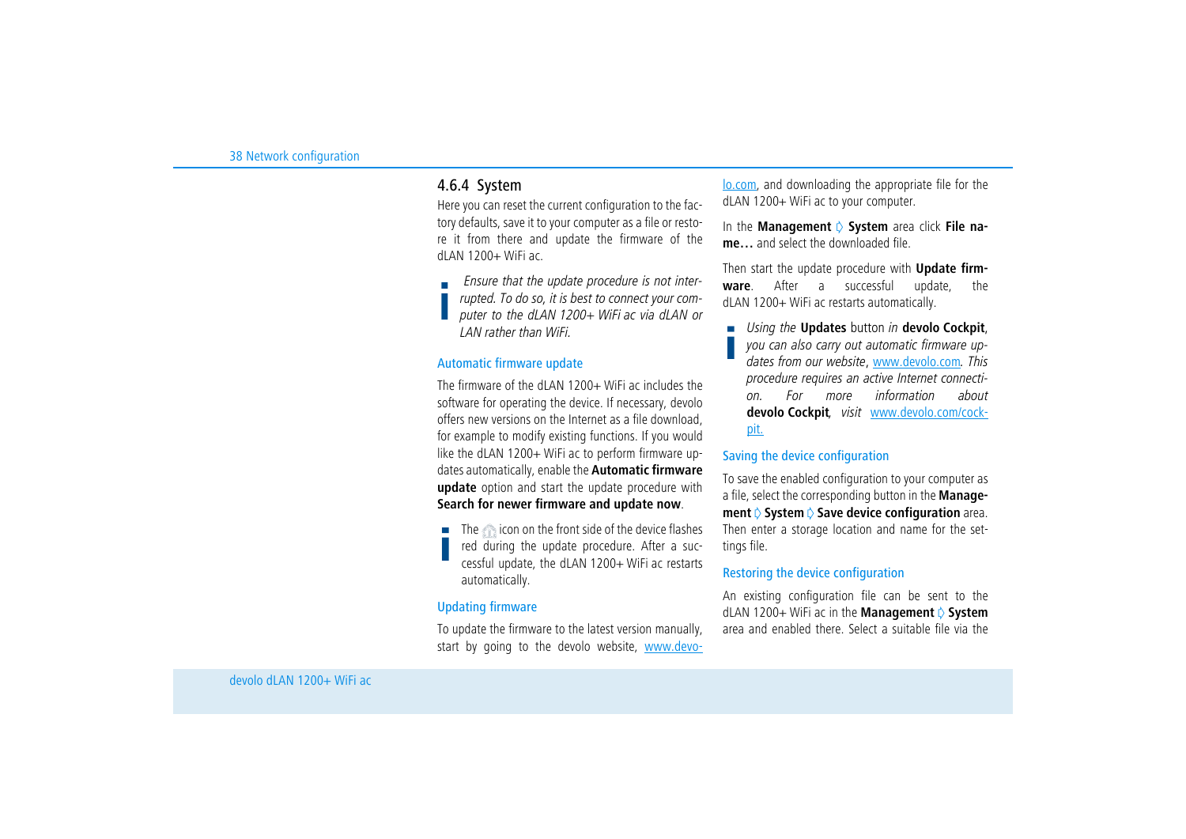### 4.6.4 System

Here you can reset the current configuration to the factory defaults, save it to your computer as a file or restore it from there and update the firmware of the dLAN 1200+ WiFi ac.

*Ensure that the update procedure is not interrupted. To do so, it is best to connect your computer to the dLAN 1200+ WiFi ac via dLAN or LAN rather than WiFi.*

#### Automatic firmware update

The firmware of the dLAN 1200+ WiFi ac includes the software for operating the device. If necessary, devolo offers new versions on the Internet as a file download, for example to modify existing functions. If you would like the dLAN 1200+ WiFi ac to perform firmware updates automatically, enable the **Automatic firmware update** option and start the update procedure with **Search for newer firmware and update now**.

The icon on the front side of the device flashes red during the update procedure. After a successful update, the dLAN 1200+ WiFi ac restarts automatically.

#### Updating firmware

To update the firmware to the latest version manually, start by going to the devolo website, www.devolo.com, and downloading the appropriate file for the dLAN 1200+ WiFi ac to your computer.

In the **Management** ◊ **System** area click **File name…** and select the downloaded file.

Then start the update procedure with **Update firmware**. After a successful update, the dLAN 1200+ WiFi ac restarts automatically.

*Using the* **Updates** button *in* **devolo Cockpit**, *you can also carry out automatic firmware updates from our website*, www.devolo.com*. This procedure requires an active Internet connection. For more information about* **devolo Cockpit***, visit* www.devolo.com/cockpit.

#### Saving the device configuration

To save the enabled configuration to your computer as a file, select the corresponding button in the **Management** ◊ **System** ◊ **Save device configuration** area. Then enter a storage location and name for the settings file.

#### Restoring the device configuration

An existing configuration file can be sent to the dLAN 1200+ WiFi ac in the **Management** ◊ **System** area and enabled there. Select a suitable file via the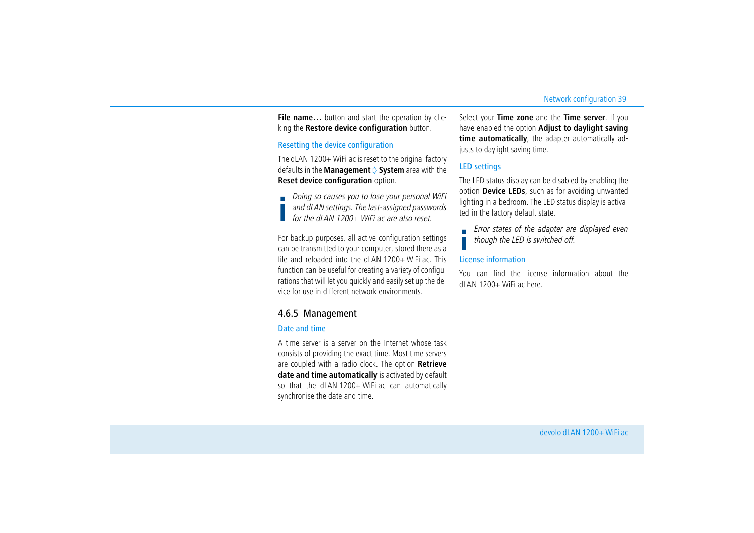**File name...** button and start the operation by clicking the **Restore device configuration** button.

#### Resetting the device configuration

The dLAN 1200+ WiFi ac is reset to the original factory defaults in the **Management** ◊ **System** area with the **Reset device configuration** option.

*Doing so causes you to lose your personal WiFi and dLAN settings. The last-assigned passwords for the dLAN 1200+ WiFi ac are also reset.*

For backup purposes, all active configuration settings can be transmitted to your computer, stored there as a file and reloaded into the dLAN 1200+ WiFi ac. This function can be useful for creating a variety of configurations that will let you quickly and easily set up the device for use in different network environments.

### 4.6.5 Management

#### Date and time

A time server is a server on the Internet whose task consists of providing the exact time. Most time servers are coupled with a radio clock. The option **Retrieve date and time automatically** is activated by default so that the dLAN 1200+ WiFi ac can automatically synchronise the date and time.

Select your **Time zone** and the **Time server**. If you have enabled the option **Adjust to daylight saving time automatically**, the adapter automatically adjusts to daylight saving time.

#### LED settings

The LED status display can be disabled by enabling the option **Device LEDs**, such as for avoiding unwanted lighting in a bedroom. The LED status display is activated in the factory default state.

*Error states of the adapter are displayed even though the LED is switched off.*

#### License information

You can find the license information about the dLAN 1200+ WiFi ac here.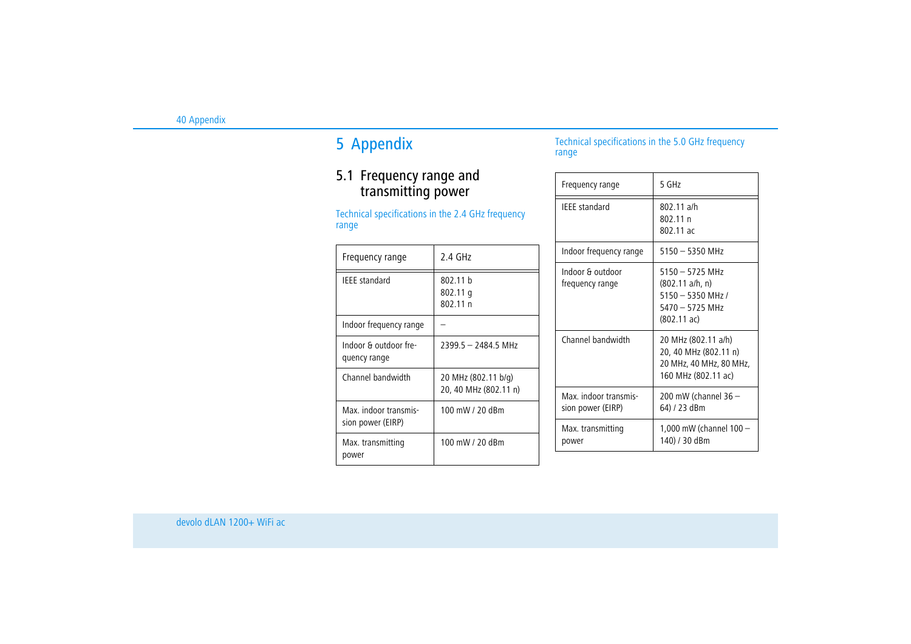# 5 Appendix

## 5.1 Frequency range and transmitting power

Technical specifications in the 2.4 GHz frequency range

| Frequency range | 2.4 GHz |
|---|---|
| IEEE standard | 802.11 b<br>802.11 g<br>802.11 n |
| Indoor frequency range | – |
| Indoor & outdoor frequency range | 2399.5 – 2484.5 MHz |
| Channel bandwidth | 20 MHz (802.11 b/g)<br>20, 40 MHz (802.11 n) |
| Max. indoor transmission power (EIRP) | 100 mW / 20 dBm |
| Max. transmitting power | 100 mW / 20 dBm |

Technical specifications in the 5.0 GHz frequency range

| Frequency range | 5 GHz |
|---|---|
| IEEE standard | 802.11 a/h<br>802.11 n<br>802.11 ac |
| Indoor frequency range | 5150 – 5350 MHz |
| Indoor & outdoor frequency range | 5150 – 5725 MHz (802.11 a/h, n)<br>5150 – 5350 MHz / 5470 – 5725 MHz (802.11 ac) |
| Channel bandwidth | 20 MHz (802.11 a/h)<br>20, 40 MHz (802.11 n)<br>20 MHz, 40 MHz, 80 MHz, 160 MHz (802.11 ac) |
| Max. indoor transmission power (EIRP) | 200 mW (channel 36 – 64) / 23 dBm |
| Max. transmitting power | 1,000 mW (channel 100 – 140) / 30 dBm |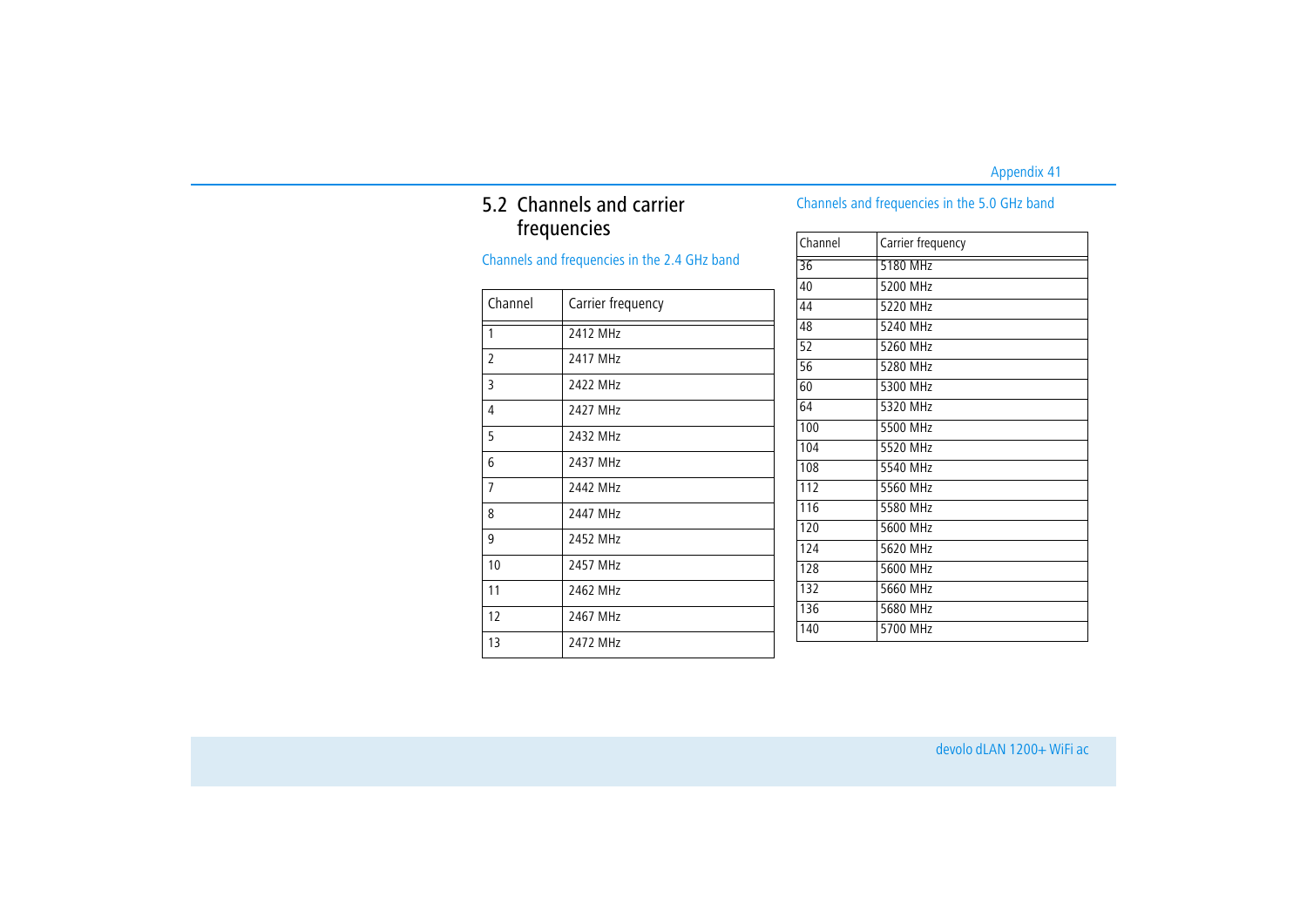## 5.2 Channels and carrier frequencies

### Channels and frequencies in the 2.4 GHz band

| Channel | Carrier frequency |
|---|---|
| 1 | 2412 MHz |
| 2 | 2417 MHz |
| 3 | 2422 MHz |
| 4 | 2427 MHz |
| 5 | 2432 MHz |
| 6 | 2437 MHz |
| 7 | 2442 MHz |
| 8 | 2447 MHz |
| 9 | 2452 MHz |
| 10 | 2457 MHz |
| 11 | 2462 MHz |
| 12 | 2467 MHz |
| 13 | 2472 MHz |

### Channels and frequencies in the 5.0 GHz band

| Channel | Carrier frequency |
|---|---|
| 36 | 5180 MHz |
| 40 | 5200 MHz |
| 44 | 5220 MHz |
| 48 | 5240 MHz |
| 52 | 5260 MHz |
| 56 | 5280 MHz |
| 60 | 5300 MHz |
| 64 | 5320 MHz |
| 100 | 5500 MHz |
| 104 | 5520 MHz |
| 108 | 5540 MHz |
| 112 | 5560 MHz |
| 116 | 5580 MHz |
| 120 | 5600 MHz |
| 124 | 5620 MHz |
| 128 | 5600 MHz |
| 132 | 5660 MHz |
| 136 | 5680 MHz |
| 140 | 5700 MHz |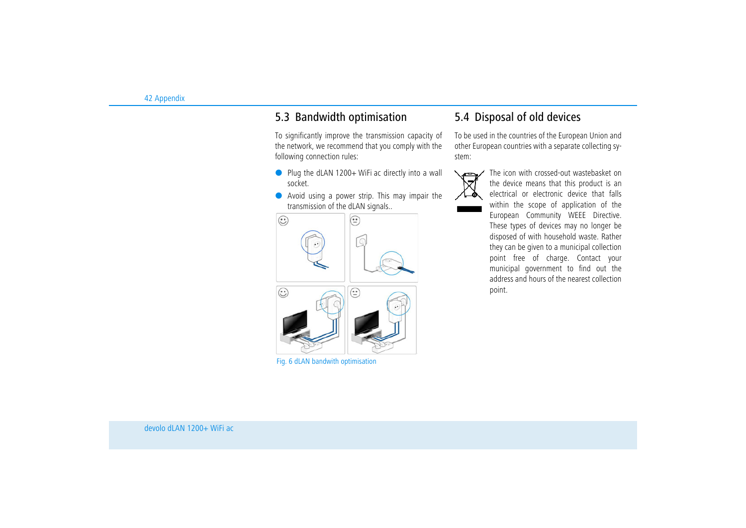## 5.3 Bandwidth optimisation

To significantly improve the transmission capacity of the network, we recommend that you comply with the following connection rules:

- Plug the dLAN 1200+ WiFi ac directly into a wall socket.
- Avoid using a power strip. This may impair the transmission of the dLAN signals..

Fig. 6 dLAN bandwith optimisation

## 5.4 Disposal of old devices

To be used in the countries of the European Union and other European countries with a separate collecting system:

The icon with crossed-out wastebasket on the device means that this product is an electrical or electronic device that falls within the scope of application of the European Community WEEE Directive. These types of devices may no longer be disposed of with household waste. Rather they can be given to a municipal collection point free of charge. Contact your municipal government to find out the address and hours of the nearest collection point.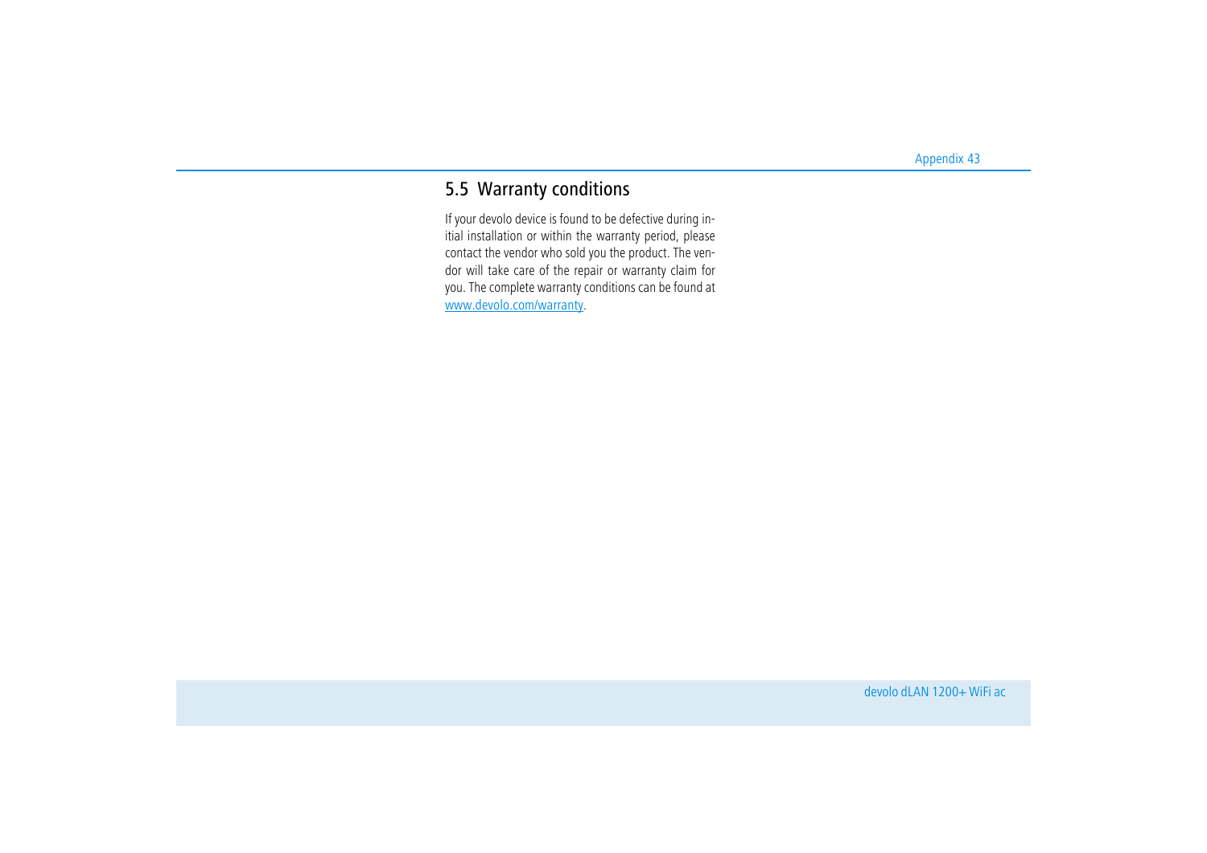## 5.5 Warranty conditions

If your devolo device is found to be defective during initial installation or within the warranty period, please contact the vendor who sold you the product. The vendor will take care of the repair or warranty claim for you. The complete warranty conditions can be found at www.devolo.com/warranty.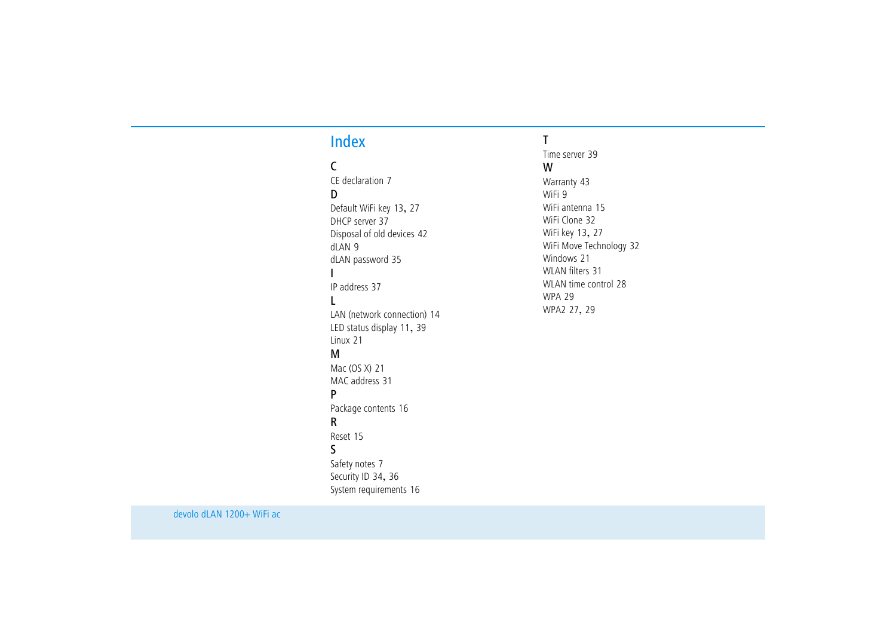# Index

## C

CE declaration 7

## D

Default WiFi key 13, 27
DHCP server 37
Disposal of old devices 42
dLAN 9
dLAN password 35

## I

IP address 37

## L

LAN (network connection) 14
LED status display 11, 39
Linux 21

## M

Mac (OS X) 21
MAC address 31

## P

Package contents 16

## R

Reset 15

## S

Safety notes 7
Security ID 34, 36
System requirements 16

## T

Time server 39

## W

Warranty 43
WiFi 9
WiFi antenna 15
WiFi Clone 32
WiFi key 13, 27
WiFi Move Technology 32
Windows 21
WLAN filters 31
WLAN time control 28
WPA 29
WPA2 27, 29